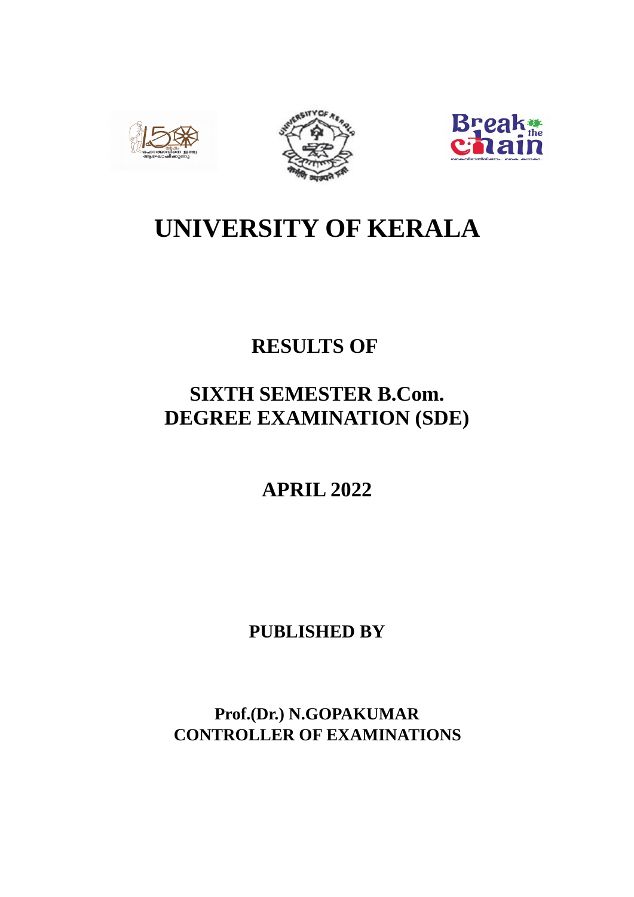# UNIVERSITY OF KERALA

## RESULTS OF

## SIXTH SEMESTER B.Com.
## DEGREE EXAMINATION (SDE)

## APRIL 2022

**PUBLISHED BY**

**Prof.(Dr.) N.GOPAKUMAR**
**CONTROLLER OF EXAMINATIONS**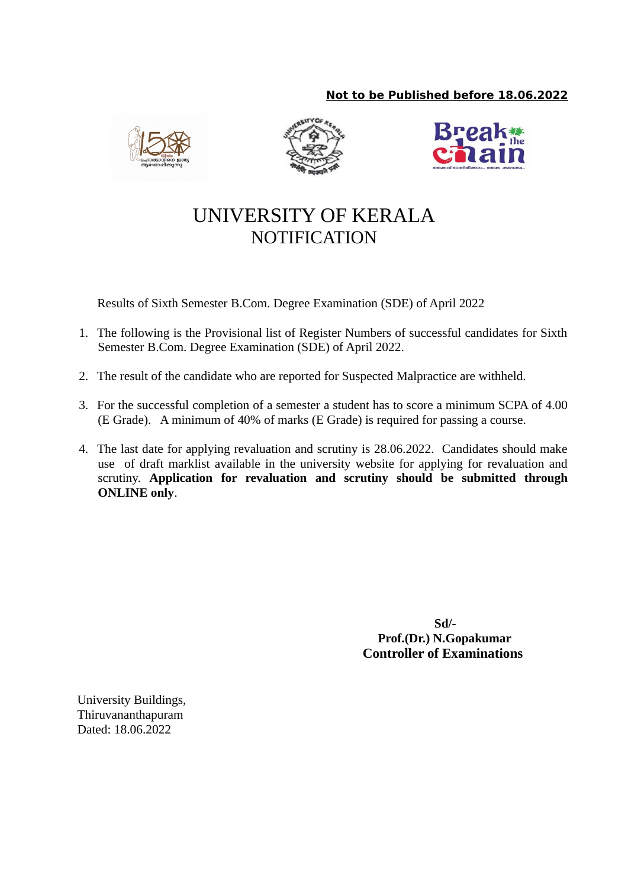**Not to be Published before 18.06.2022**

# UNIVERSITY OF KERALA
## NOTIFICATION

Results of Sixth Semester B.Com. Degree Examination (SDE) of April 2022

1. The following is the Provisional list of Register Numbers of successful candidates for Sixth Semester B.Com. Degree Examination (SDE) of April 2022.

2. The result of the candidate who are reported for Suspected Malpractice are withheld.

3. For the successful completion of a semester a student has to score a minimum SCPA of 4.00 (E Grade). A minimum of 40% of marks (E Grade) is required for passing a course.

4. The last date for applying revaluation and scrutiny is 28.06.2022. Candidates should make use of draft marklist available in the university website for applying for revaluation and scrutiny. **Application for revaluation and scrutiny should be submitted through ONLINE only**.

**Sd/-**
**Prof.(Dr.) N.Gopakumar**
**Controller of Examinations**

University Buildings,
Thiruvananthapuram
Dated: 18.06.2022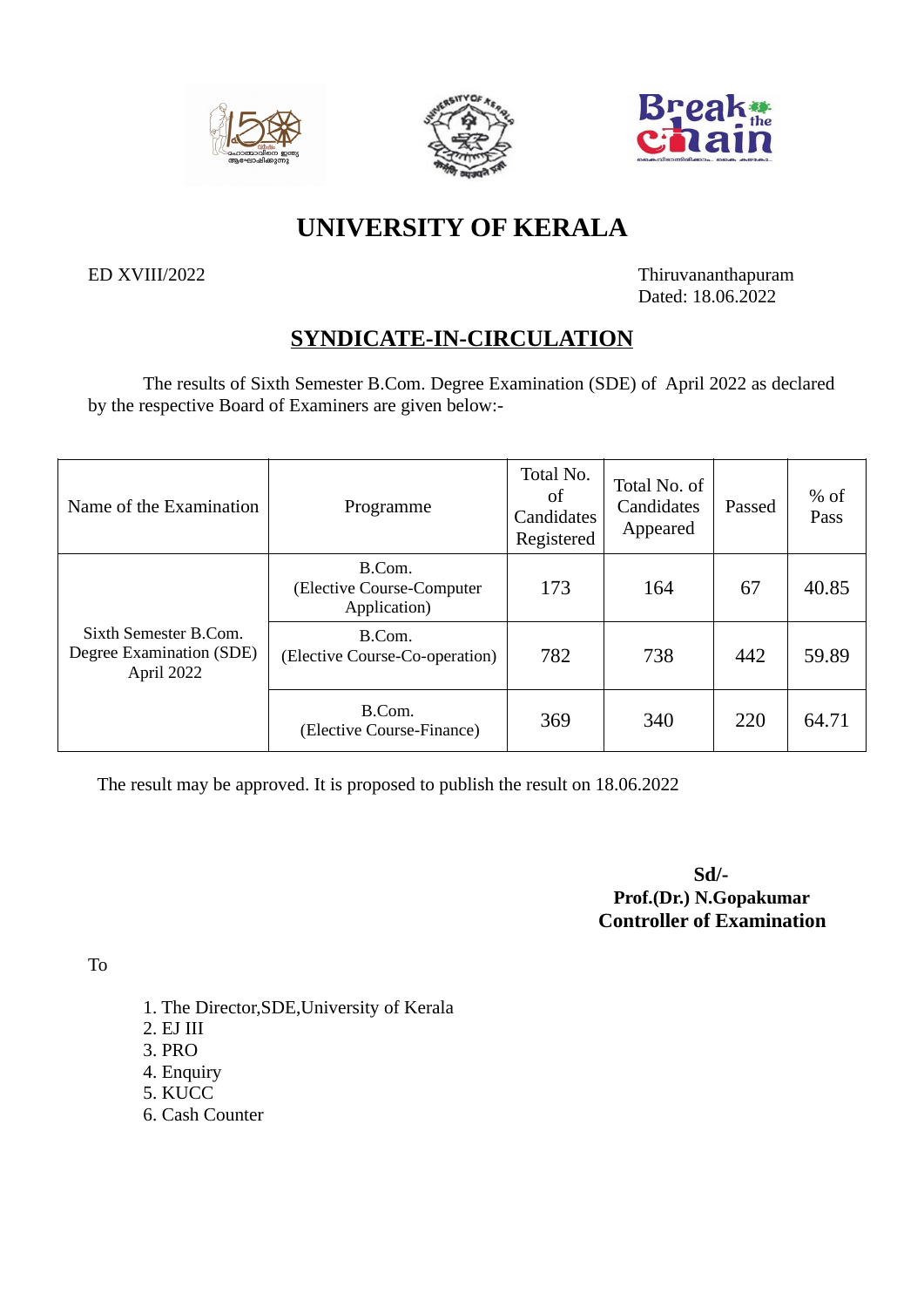# UNIVERSITY OF KERALA

ED XVIII/2022

Thiruvananthapuram
Dated: 18.06.2022

## SYNDICATE-IN-CIRCULATION

The results of Sixth Semester B.Com. Degree Examination (SDE) of April 2022 as declared by the respective Board of Examiners are given below:-

| Name of the Examination | Programme | Total No. of Candidates Registered | Total No. of Candidates Appeared | Passed | % of Pass |
|---|---|---|---|---|---|
| Sixth Semester B.Com. Degree Examination (SDE) April 2022 | B.Com. (Elective Course-Computer Application) | 173 | 164 | 67 | 40.85 |
| | B.Com. (Elective Course-Co-operation) | 782 | 738 | 442 | 59.89 |
| | B.Com. (Elective Course-Finance) | 369 | 340 | 220 | 64.71 |

The result may be approved. It is proposed to publish the result on 18.06.2022

**Sd/-**
**Prof.(Dr.) N.Gopakumar**
**Controller of Examination**

To

1. The Director,SDE,University of Kerala
2. EJ III
3. PRO
4. Enquiry
5. KUCC
6. Cash Counter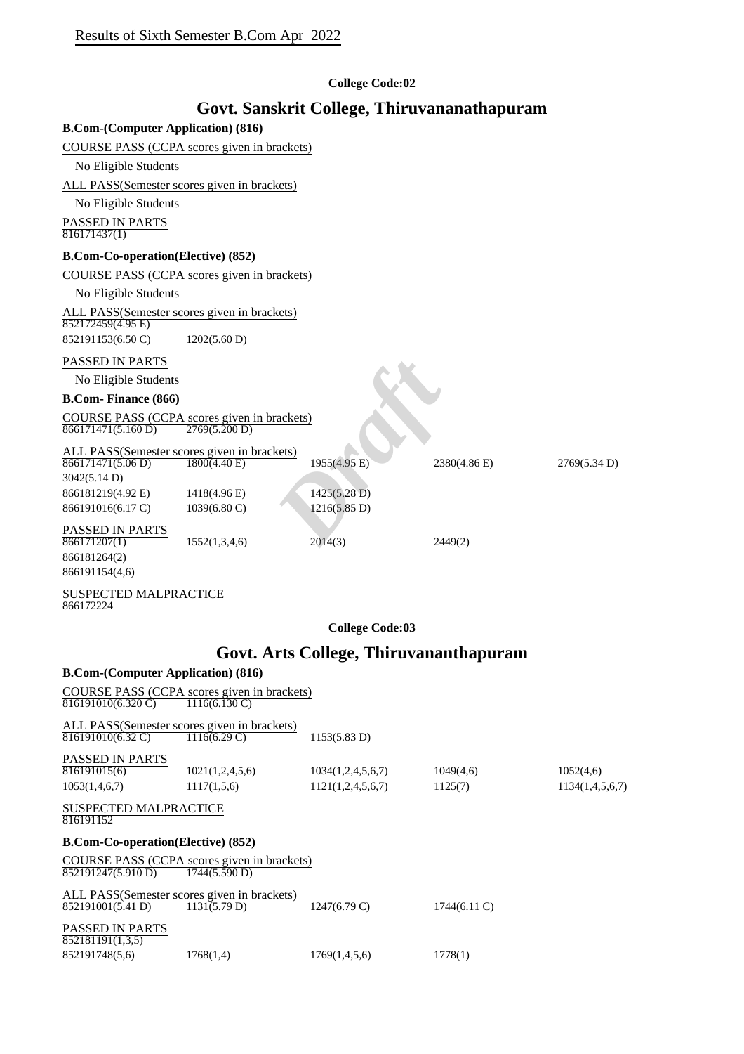Results of Sixth Semester B.Com Apr 2022

**College Code:02**

## Govt. Sanskrit College, Thiruvananathapuram

**B.Com-(Computer Application) (816)**

COURSE PASS (CCPA scores given in brackets)

No Eligible Students

ALL PASS(Semester scores given in brackets)

No Eligible Students

PASSED IN PARTS

816171437(1)

**B.Com-Co-operation(Elective) (852)**

COURSE PASS (CCPA scores given in brackets)

No Eligible Students

ALL PASS(Semester scores given in brackets)

852172459(4.95 E)

852191153(6.50 C) 1202(5.60 D)

PASSED IN PARTS

No Eligible Students

**B.Com- Finance (866)**

COURSE PASS (CCPA scores given in brackets)

866171471(5.160 D) 2769(5.200 D)

ALL PASS(Semester scores given in brackets)

866171471(5.06 D) 1800(4.40 E) 1955(4.95 E) 2380(4.86 E) 2769(5.34 D)

3042(5.14 D)

866181219(4.92 E) 1418(4.96 E) 1425(5.28 D)

866191016(6.17 C) 1039(6.80 C) 1216(5.85 D)

PASSED IN PARTS

866171207(1) 1552(1,3,4,6) 2014(3) 2449(2)

866181264(2)

866191154(4,6)

SUSPECTED MALPRACTICE

866172224

**College Code:03**

## Govt. Arts College, Thiruvananthapuram

**B.Com-(Computer Application) (816)**

COURSE PASS (CCPA scores given in brackets)

816191010(6.320 C) 1116(6.130 C)

ALL PASS(Semester scores given in brackets)

816191010(6.32 C) 1116(6.29 C) 1153(5.83 D)

PASSED IN PARTS

816191015(6) 1021(1,2,4,5,6) 1034(1,2,4,5,6,7) 1049(4,6) 1052(4,6)

1053(1,4,6,7) 1117(1,5,6) 1121(1,2,4,5,6,7) 1125(7) 1134(1,4,5,6,7)

SUSPECTED MALPRACTICE

816191152

**B.Com-Co-operation(Elective) (852)**

COURSE PASS (CCPA scores given in brackets)

852191247(5.910 D) 1744(5.590 D)

ALL PASS(Semester scores given in brackets)

852191001(5.41 D) 1131(5.79 D) 1247(6.79 C) 1744(6.11 C)

PASSED IN PARTS

852181191(1,3,5)

852191748(5,6) 1768(1,4) 1769(1,4,5,6) 1778(1)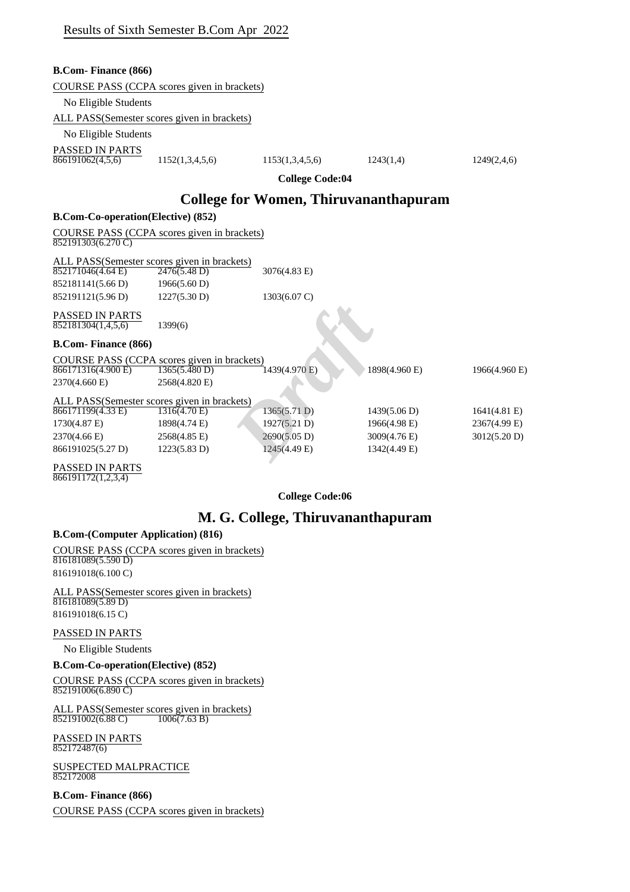Results of Sixth Semester B.Com Apr 2022

**B.Com- Finance (866)**

COURSE PASS (CCPA scores given in brackets)

No Eligible Students

ALL PASS(Semester scores given in brackets)

No Eligible Students

PASSED IN PARTS

866191062(4,5,6) 1152(1,3,4,5,6) 1153(1,3,4,5,6) 1243(1,4) 1249(2,4,6)

**College Code:04**

## College for Women, Thiruvananthapuram

**B.Com-Co-operation(Elective) (852)**

COURSE PASS (CCPA scores given in brackets)

852191303(6.270 C)

ALL PASS(Semester scores given in brackets)

852171046(4.64 E) 2476(5.48 D) 3076(4.83 E)
852181141(5.66 D) 1966(5.60 D)
852191121(5.96 D) 1227(5.30 D) 1303(6.07 C)

PASSED IN PARTS

852181304(1,4,5,6) 1399(6)

**B.Com- Finance (866)**

COURSE PASS (CCPA scores given in brackets)

866171316(4.900 E) 1365(5.480 D) 1439(4.970 E) 1898(4.960 E) 1966(4.960 E)
2370(4.660 E) 2568(4.820 E)

ALL PASS(Semester scores given in brackets)

866171199(4.33 E) 1316(4.70 E) 1365(5.71 D) 1439(5.06 D) 1641(4.81 E)
1730(4.87 E) 1898(4.74 E) 1927(5.21 D) 1966(4.98 E) 2367(4.99 E)
2370(4.66 E) 2568(4.85 E) 2690(5.05 D) 3009(4.76 E) 3012(5.20 D)
866191025(5.27 D) 1223(5.83 D) 1245(4.49 E) 1342(4.49 E)

PASSED IN PARTS

866191172(1,2,3,4)

**College Code:06**

## M. G. College, Thiruvananthapuram

**B.Com-(Computer Application) (816)**

COURSE PASS (CCPA scores given in brackets)

816181089(5.590 D)
816191018(6.100 C)

ALL PASS(Semester scores given in brackets)

816181089(5.89 D)
816191018(6.15 C)

PASSED IN PARTS

No Eligible Students

**B.Com-Co-operation(Elective) (852)**

COURSE PASS (CCPA scores given in brackets)

852191006(6.890 C)

ALL PASS(Semester scores given in brackets)

852191002(6.88 C) 1006(7.63 B)

PASSED IN PARTS

852172487(6)

SUSPECTED MALPRACTICE

852172008

**B.Com- Finance (866)**

COURSE PASS (CCPA scores given in brackets)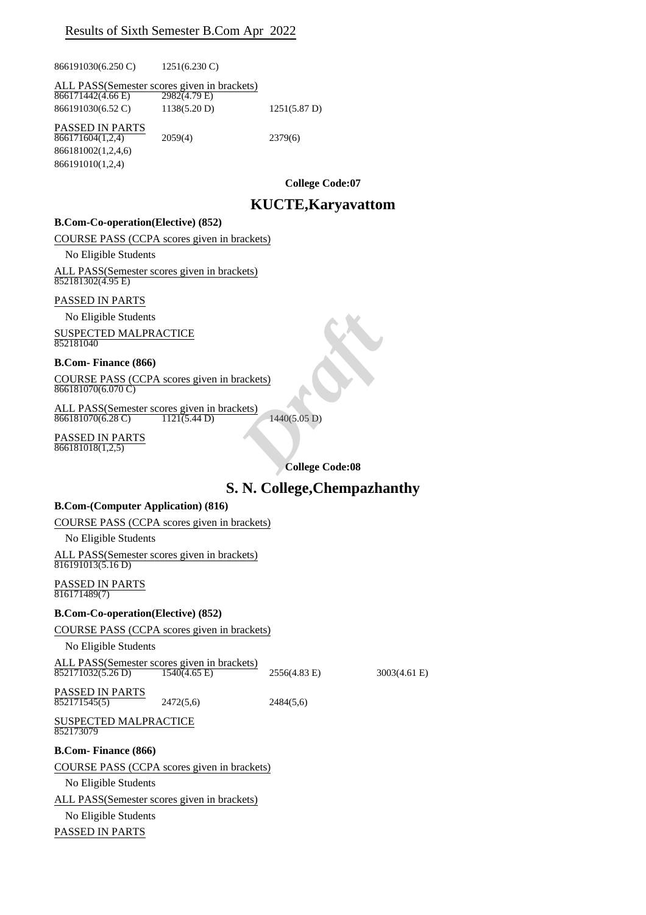866191030(6.250 C) 1251(6.230 C)

ALL PASS(Semester scores given in brackets)

| | | |
|---|---|---|
| 866171442(4.66 E) | 2982(4.79 E) | |
| 866191030(6.52 C) | 1138(5.20 D) | 1251(5.87 D) |

PASSED IN PARTS

| | | |
|---|---|---|
| 866171604(1,2,4) | 2059(4) | 2379(6) |
| 866181002(1,2,4,6) | | |
| 866191010(1,2,4) | | |

**College Code:07**

## KUCTE,Karyavattom

**B.Com-Co-operation(Elective) (852)**

COURSE PASS (CCPA scores given in brackets)

No Eligible Students

ALL PASS(Semester scores given in brackets)

852181302(4.95 E)

PASSED IN PARTS

No Eligible Students

SUSPECTED MALPRACTICE

852181040

**B.Com- Finance (866)**

COURSE PASS (CCPA scores given in brackets)

866181070(6.070 C)

ALL PASS(Semester scores given in brackets)

| | | |
|---|---|---|
| 866181070(6.28 C) | 1121(5.44 D) | 1440(5.05 D) |

PASSED IN PARTS

866181018(1,2,5)

**College Code:08**

## S. N. College,Chempazhanthy

**B.Com-(Computer Application) (816)**

COURSE PASS (CCPA scores given in brackets)

No Eligible Students

ALL PASS(Semester scores given in brackets)

816191013(5.16 D)

PASSED IN PARTS

816171489(7)

**B.Com-Co-operation(Elective) (852)**

COURSE PASS (CCPA scores given in brackets)

No Eligible Students

ALL PASS(Semester scores given in brackets)

| | | | |
|---|---|---|---|
| 852171032(5.26 D) | 1540(4.65 E) | 2556(4.83 E) | 3003(4.61 E) |

PASSED IN PARTS

| | | |
|---|---|---|
| 852171545(5) | 2472(5,6) | 2484(5,6) |

SUSPECTED MALPRACTICE

852173079

**B.Com- Finance (866)**

COURSE PASS (CCPA scores given in brackets)

No Eligible Students

ALL PASS(Semester scores given in brackets)

No Eligible Students

PASSED IN PARTS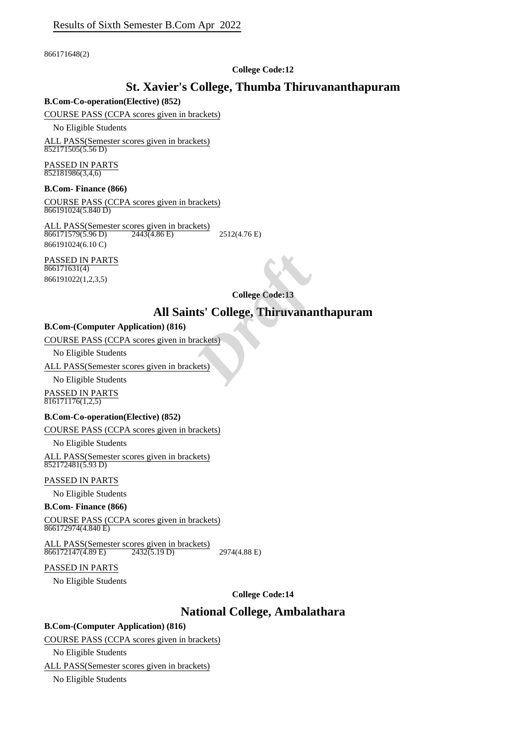866171648(2)

**College Code:12**

## St. Xavier's College, Thumba Thiruvananthapuram

**B.Com-Co-operation(Elective) (852)**

COURSE PASS (CCPA scores given in brackets)

No Eligible Students

ALL PASS(Semester scores given in brackets)
852171505(5.56 D)

PASSED IN PARTS
852181986(3,4,6)

**B.Com- Finance (866)**

COURSE PASS (CCPA scores given in brackets)
866191024(5.840 D)

ALL PASS(Semester scores given in brackets)
866171579(5.96 D) 2443(4.86 E) 2512(4.76 E)
866191024(6.10 C)

PASSED IN PARTS
866171631(4)
866191022(1,2,3,5)

**College Code:13**

## All Saints' College, Thiruvananthapuram

**B.Com-(Computer Application) (816)**

COURSE PASS (CCPA scores given in brackets)

No Eligible Students

ALL PASS(Semester scores given in brackets)

No Eligible Students

PASSED IN PARTS
816171176(1,2,5)

**B.Com-Co-operation(Elective) (852)**

COURSE PASS (CCPA scores given in brackets)

No Eligible Students

ALL PASS(Semester scores given in brackets)
852172481(5.93 D)

PASSED IN PARTS

No Eligible Students

**B.Com- Finance (866)**

COURSE PASS (CCPA scores given in brackets)
866172974(4.840 E)

ALL PASS(Semester scores given in brackets)
866172147(4.89 E) 2432(5.19 D) 2974(4.88 E)

PASSED IN PARTS

No Eligible Students

**College Code:14**

## National College, Ambalathara

**B.Com-(Computer Application) (816)**

COURSE PASS (CCPA scores given in brackets)

No Eligible Students

ALL PASS(Semester scores given in brackets)

No Eligible Students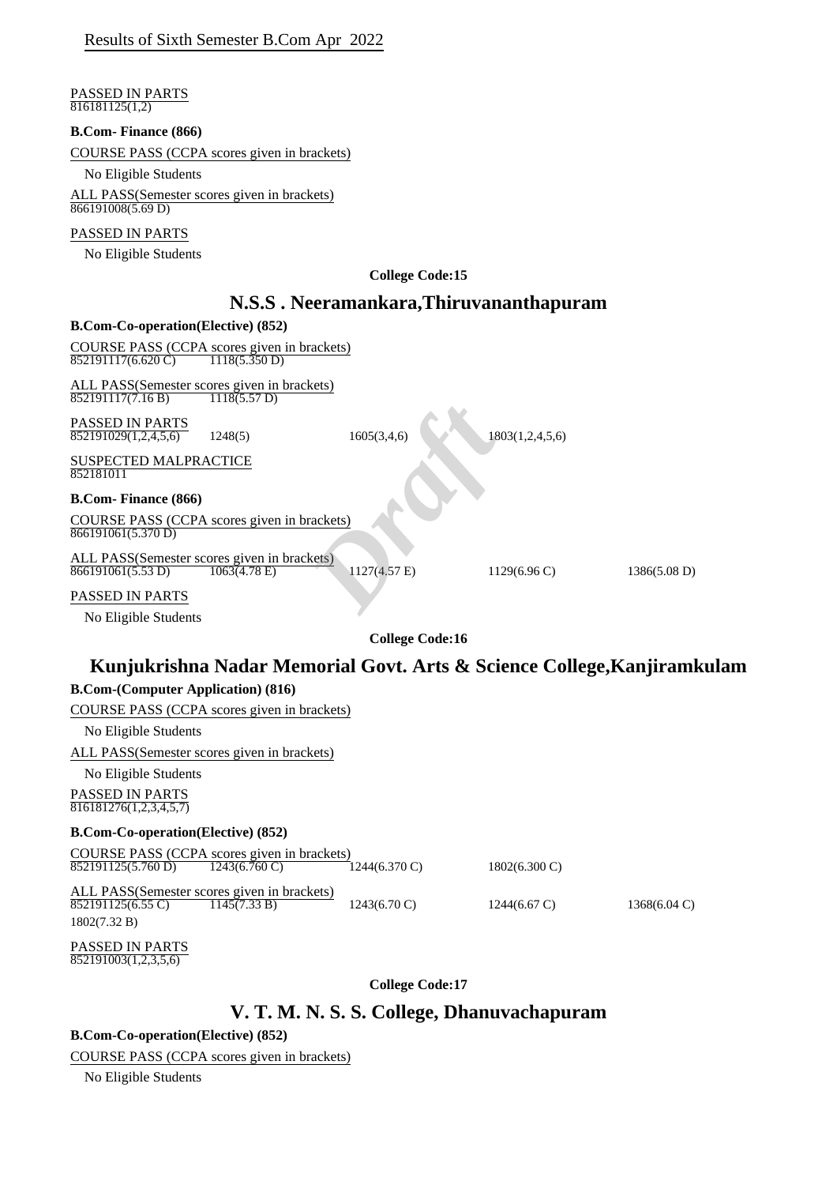PASSED IN PARTS
816181125(1,2)

**B.Com- Finance (866)**

COURSE PASS (CCPA scores given in brackets)

No Eligible Students

ALL PASS(Semester scores given in brackets)
866191008(5.69 D)

PASSED IN PARTS

No Eligible Students

**College Code:15**

## N.S.S . Neeramankara,Thiruvananthapuram

**B.Com-Co-operation(Elective) (852)**

COURSE PASS (CCPA scores given in brackets)
852191117(6.620 C) 1118(5.350 D)

ALL PASS(Semester scores given in brackets)
852191117(7.16 B) 1118(5.57 D)

PASSED IN PARTS
852191029(1,2,4,5,6) 1248(5) 1605(3,4,6) 1803(1,2,4,5,6)

SUSPECTED MALPRACTICE
852181011

**B.Com- Finance (866)**

COURSE PASS (CCPA scores given in brackets)
866191061(5.370 D)

ALL PASS(Semester scores given in brackets)
866191061(5.53 D) 1063(4.78 E) 1127(4.57 E) 1129(6.96 C) 1386(5.08 D)

PASSED IN PARTS

No Eligible Students

**College Code:16**

## Kunjukrishna Nadar Memorial Govt. Arts & Science College,Kanjiramkulam

**B.Com-(Computer Application) (816)**

COURSE PASS (CCPA scores given in brackets)

No Eligible Students

ALL PASS(Semester scores given in brackets)

No Eligible Students

PASSED IN PARTS
816181276(1,2,3,4,5,7)

**B.Com-Co-operation(Elective) (852)**

COURSE PASS (CCPA scores given in brackets)
852191125(5.760 D) 1243(6.760 C) 1244(6.370 C) 1802(6.300 C)

ALL PASS(Semester scores given in brackets)
852191125(6.55 C) 1145(7.33 B) 1243(6.70 C) 1244(6.67 C) 1368(6.04 C)
1802(7.32 B)

PASSED IN PARTS
852191003(1,2,3,5,6)

**College Code:17**

## V. T. M. N. S. S. College, Dhanuvachapuram

**B.Com-Co-operation(Elective) (852)**

COURSE PASS (CCPA scores given in brackets)

No Eligible Students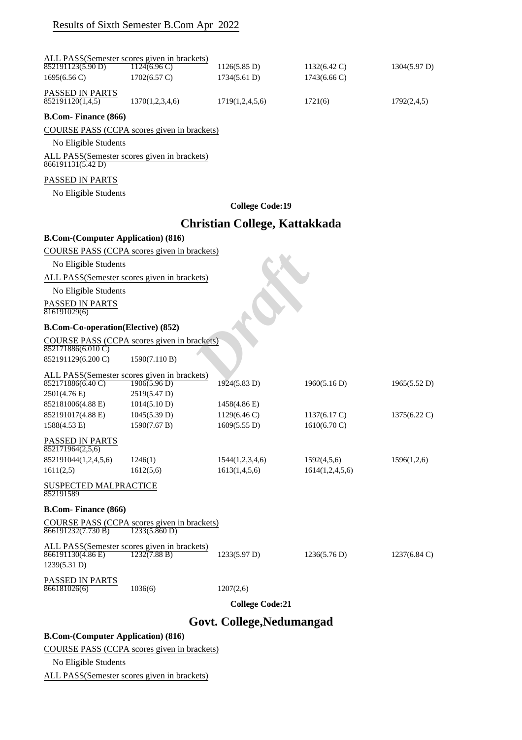Results of Sixth Semester B.Com Apr 2022

ALL PASS(Semester scores given in brackets)

| | | | | |
|---|---|---|---|---|
| 852191123(5.90 D) | 1124(6.96 C) | 1126(5.85 D) | 1132(6.42 C) | 1304(5.97 D) |
| 1695(6.56 C) | 1702(6.57 C) | 1734(5.61 D) | 1743(6.66 C) | |

PASSED IN PARTS

| | | | | |
|---|---|---|---|---|
| 852191120(1,4,5) | 1370(1,2,3,4,6) | 1719(1,2,4,5,6) | 1721(6) | 1792(2,4,5) |

**B.Com- Finance (866)**

COURSE PASS (CCPA scores given in brackets)

No Eligible Students

ALL PASS(Semester scores given in brackets)

866191131(5.42 D)

PASSED IN PARTS

No Eligible Students

**College Code:19**

## Christian College, Kattakkada

**B.Com-(Computer Application) (816)**

COURSE PASS (CCPA scores given in brackets)

No Eligible Students

ALL PASS(Semester scores given in brackets)

No Eligible Students

PASSED IN PARTS

816191029(6)

**B.Com-Co-operation(Elective) (852)**

COURSE PASS (CCPA scores given in brackets)

| | |
|---|---|
| 852171886(6.010 C) | |
| 852191129(6.200 C) | 1590(7.110 B) |

ALL PASS(Semester scores given in brackets)

| | | | | |
|---|---|---|---|---|
| 852171886(6.40 C) | 1906(5.96 D) | 1924(5.83 D) | 1960(5.16 D) | 1965(5.52 D) |
| 2501(4.76 E) | 2519(5.47 D) | | | |
| 852181006(4.88 E) | 1014(5.10 D) | 1458(4.86 E) | | |
| 852191017(4.88 E) | 1045(5.39 D) | 1129(6.46 C) | 1137(6.17 C) | 1375(6.22 C) |
| 1588(4.53 E) | 1590(7.67 B) | 1609(5.55 D) | 1610(6.70 C) | |

PASSED IN PARTS

| | | | | |
|---|---|---|---|---|
| 852171964(2,5,6) | | | | |
| 852191044(1,2,4,5,6) | 1246(1) | 1544(1,2,3,4,6) | 1592(4,5,6) | 1596(1,2,6) |
| 1611(2,5) | 1612(5,6) | 1613(1,4,5,6) | 1614(1,2,4,5,6) | |

SUSPECTED MALPRACTICE

852191589

**B.Com- Finance (866)**

COURSE PASS (CCPA scores given in brackets)

| | |
|---|---|
| 866191232(7.730 B) | 1233(5.860 D) |

ALL PASS(Semester scores given in brackets)

| | | | | |
|---|---|---|---|---|
| 866191130(4.86 E) | 1232(7.88 B) | 1233(5.97 D) | 1236(5.76 D) | 1237(6.84 C) |
| 1239(5.31 D) | | | | |

PASSED IN PARTS

| | | |
|---|---|---|
| 866181026(6) | 1036(6) | 1207(2,6) |

**College Code:21**

## Govt. College,Nedumangad

**B.Com-(Computer Application) (816)**

COURSE PASS (CCPA scores given in brackets)

No Eligible Students

ALL PASS(Semester scores given in brackets)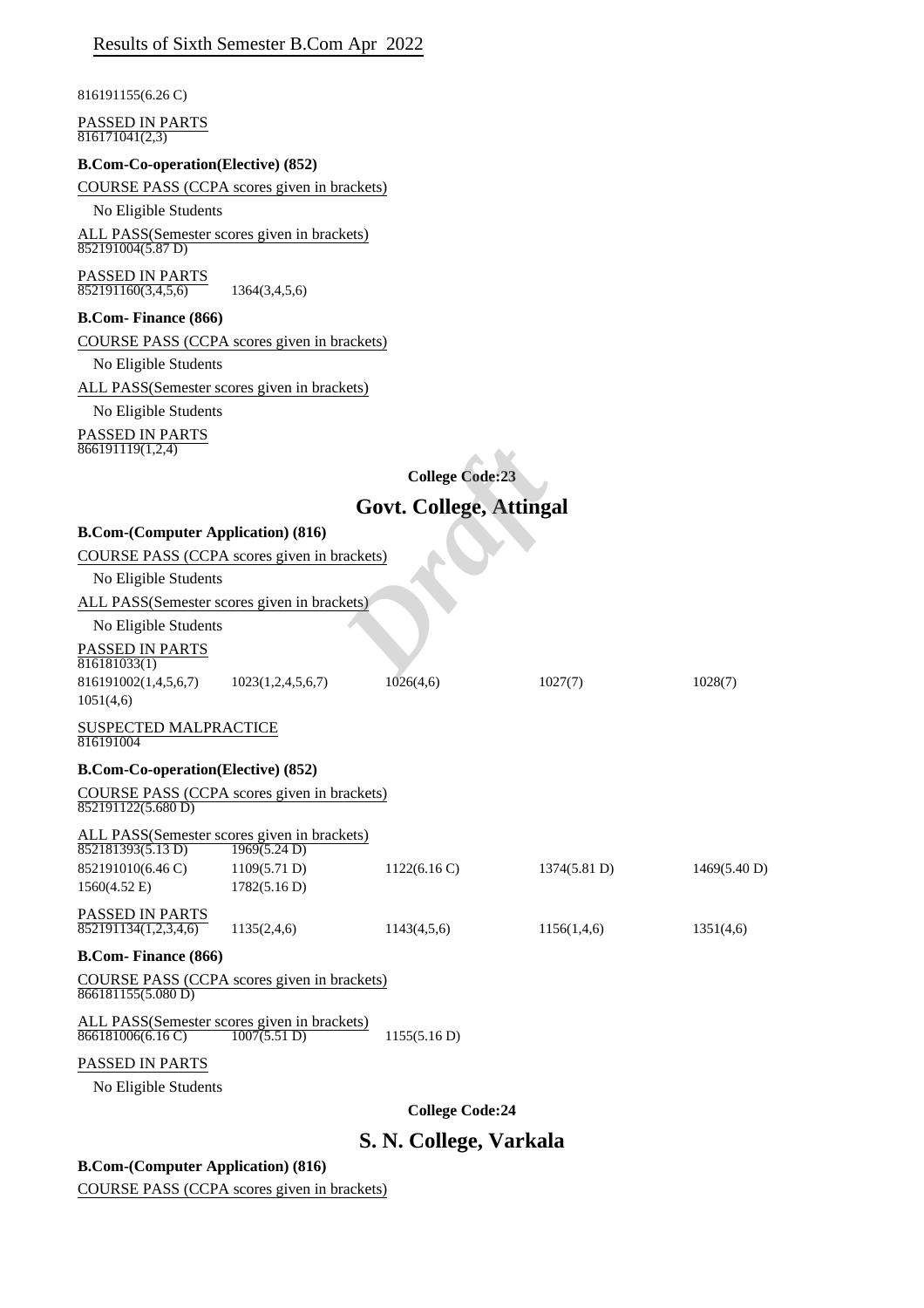816191155(6.26 C)

PASSED IN PARTS
816171041(2,3)

**B.Com-Co-operation(Elective) (852)**

COURSE PASS (CCPA scores given in brackets)

No Eligible Students

ALL PASS(Semester scores given in brackets)
852191004(5.87 D)

PASSED IN PARTS
852191160(3,4,5,6) 1364(3,4,5,6)

**B.Com- Finance (866)**

COURSE PASS (CCPA scores given in brackets)

No Eligible Students

ALL PASS(Semester scores given in brackets)

No Eligible Students

PASSED IN PARTS
866191119(1,2,4)

**College Code:23**

## Govt. College, Attingal

**B.Com-(Computer Application) (816)**

COURSE PASS (CCPA scores given in brackets)

No Eligible Students

ALL PASS(Semester scores given in brackets)

No Eligible Students

PASSED IN PARTS
816181033(1)
816191002(1,4,5,6,7) 1023(1,2,4,5,6,7) 1026(4,6) 1027(7) 1028(7)
1051(4,6)

SUSPECTED MALPRACTICE
816191004

**B.Com-Co-operation(Elective) (852)**

COURSE PASS (CCPA scores given in brackets)
852191122(5.680 D)

ALL PASS(Semester scores given in brackets)
852181393(5.13 D) 1969(5.24 D)
852191010(6.46 C) 1109(5.71 D) 1122(6.16 C) 1374(5.81 D) 1469(5.40 D)
1560(4.52 E) 1782(5.16 D)

PASSED IN PARTS
852191134(1,2,3,4,6) 1135(2,4,6) 1143(4,5,6) 1156(1,4,6) 1351(4,6)

**B.Com- Finance (866)**

COURSE PASS (CCPA scores given in brackets)
866181155(5.080 D)

ALL PASS(Semester scores given in brackets)
866181006(6.16 C) 1007(5.51 D) 1155(5.16 D)

PASSED IN PARTS

No Eligible Students

**College Code:24**

## S. N. College, Varkala

**B.Com-(Computer Application) (816)**

COURSE PASS (CCPA scores given in brackets)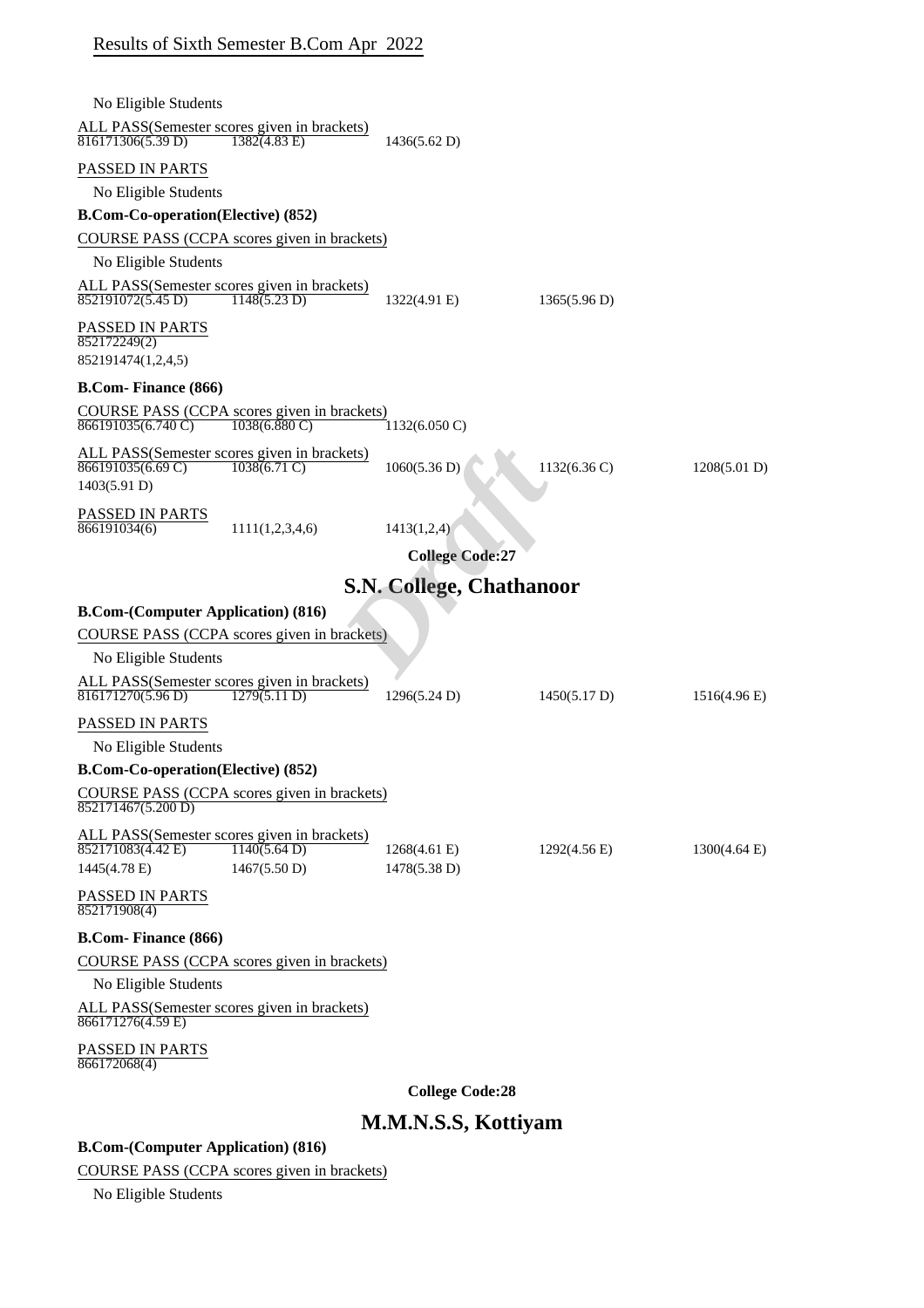# Results of Sixth Semester B.Com Apr 2022

No Eligible Students

ALL PASS(Semester scores given in brackets)

| | | | | |
|---|---|---|---|---|
| 816171306(5.39 D) | 1382(4.83 E) | 1436(5.62 D) | | |

PASSED IN PARTS

No Eligible Students

**B.Com-Co-operation(Elective) (852)**

COURSE PASS (CCPA scores given in brackets)

No Eligible Students

ALL PASS(Semester scores given in brackets)

| | | | | |
|---|---|---|---|---|
| 852191072(5.45 D) | 1148(5.23 D) | 1322(4.91 E) | 1365(5.96 D) | |

PASSED IN PARTS

852172249(2)

852191474(1,2,4,5)

**B.Com- Finance (866)**

COURSE PASS (CCPA scores given in brackets)

| | | | | |
|---|---|---|---|---|
| 866191035(6.740 C) | 1038(6.880 C) | 1132(6.050 C) | | |

ALL PASS(Semester scores given in brackets)

| | | | | |
|---|---|---|---|---|
| 866191035(6.69 C) | 1038(6.71 C) | 1060(5.36 D) | 1132(6.36 C) | 1208(5.01 D) |
| 1403(5.91 D) | | | | |

PASSED IN PARTS

| | | | | |
|---|---|---|---|---|
| 866191034(6) | 1111(1,2,3,4,6) | 1413(1,2,4) | | |

**College Code:27**

## S.N. College, Chathanoor

**B.Com-(Computer Application) (816)**

COURSE PASS (CCPA scores given in brackets)

No Eligible Students

ALL PASS(Semester scores given in brackets)

| | | | | |
|---|---|---|---|---|
| 816171270(5.96 D) | 1279(5.11 D) | 1296(5.24 D) | 1450(5.17 D) | 1516(4.96 E) |

PASSED IN PARTS

No Eligible Students

**B.Com-Co-operation(Elective) (852)**

COURSE PASS (CCPA scores given in brackets)

852171467(5.200 D)

ALL PASS(Semester scores given in brackets)

| | | | | |
|---|---|---|---|---|
| 852171083(4.42 E) | 1140(5.64 D) | 1268(4.61 E) | 1292(4.56 E) | 1300(4.64 E) |
| 1445(4.78 E) | 1467(5.50 D) | 1478(5.38 D) | | |

PASSED IN PARTS

852171908(4)

**B.Com- Finance (866)**

COURSE PASS (CCPA scores given in brackets)

No Eligible Students

ALL PASS(Semester scores given in brackets)

866171276(4.59 E)

PASSED IN PARTS

866172068(4)

**College Code:28**

## M.M.N.S.S, Kottiyam

**B.Com-(Computer Application) (816)**

COURSE PASS (CCPA scores given in brackets)

No Eligible Students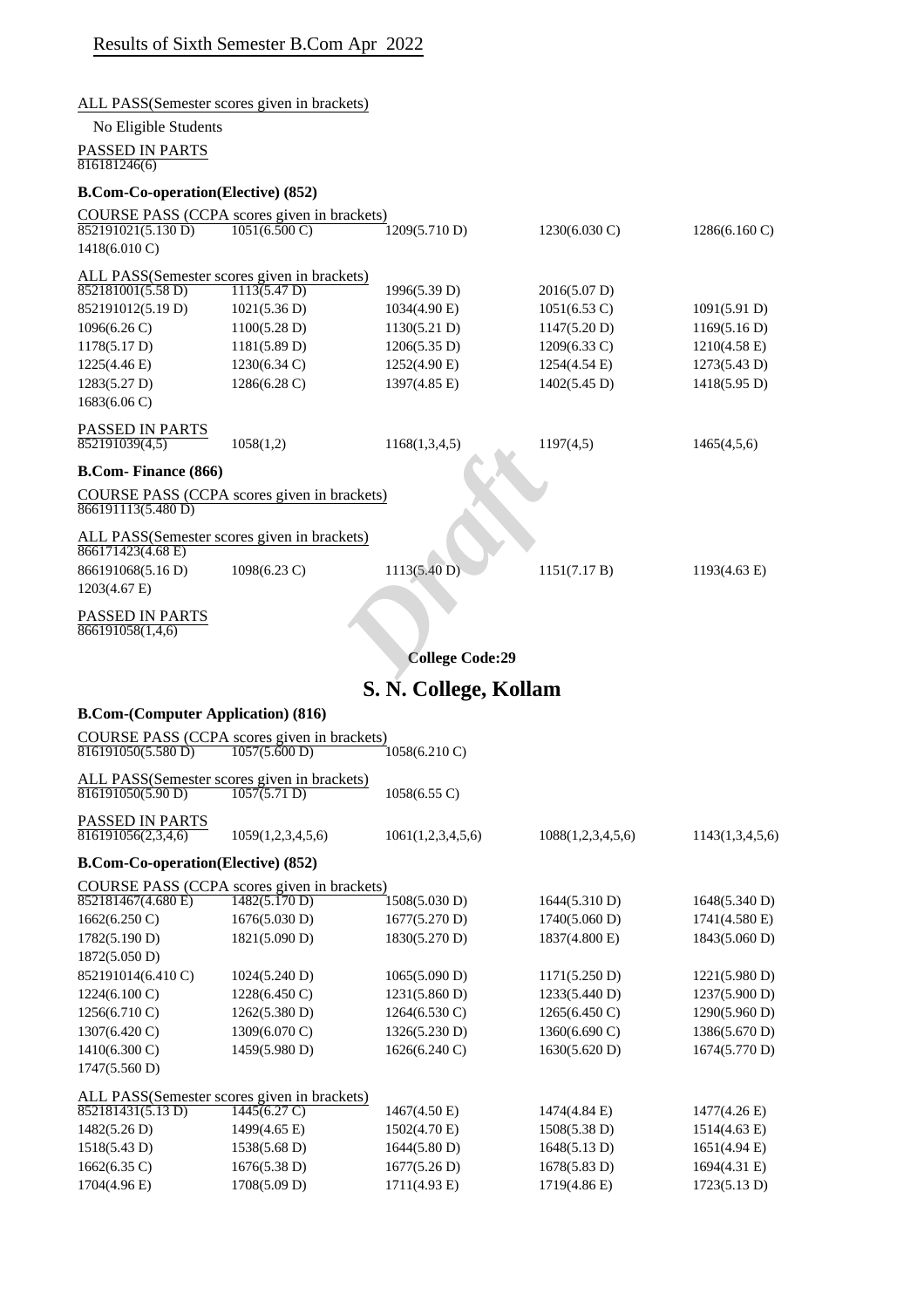## Results of Sixth Semester B.Com Apr 2022

ALL PASS(Semester scores given in brackets)

No Eligible Students

PASSED IN PARTS

816181246(6)

### B.Com-Co-operation(Elective) (852)

COURSE PASS (CCPA scores given in brackets)

| | | | | |
|---|---|---|---|---|
| 852191021(5.130 D) | 1051(6.500 C) | 1209(5.710 D) | 1230(6.030 C) | 1286(6.160 C) |
| 1418(6.010 C) | | | | |

ALL PASS(Semester scores given in brackets)

| | | | | |
|---|---|---|---|---|
| 852181001(5.58 D) | 1113(5.47 D) | 1996(5.39 D) | 2016(5.07 D) | |
| 852191012(5.19 D) | 1021(5.36 D) | 1034(4.90 E) | 1051(6.53 C) | 1091(5.91 D) |
| 1096(6.26 C) | 1100(5.28 D) | 1130(5.21 D) | 1147(5.20 D) | 1169(5.16 D) |
| 1178(5.17 D) | 1181(5.89 D) | 1206(5.35 D) | 1209(6.33 C) | 1210(4.58 E) |
| 1225(4.46 E) | 1230(6.34 C) | 1252(4.90 E) | 1254(4.54 E) | 1273(5.43 D) |
| 1283(5.27 D) | 1286(6.28 C) | 1397(4.85 E) | 1402(5.45 D) | 1418(5.95 D) |
| 1683(6.06 C) | | | | |

PASSED IN PARTS

| | | | | |
|---|---|---|---|---|
| 852191039(4,5) | 1058(1,2) | 1168(1,3,4,5) | 1197(4,5) | 1465(4,5,6) |

### B.Com- Finance (866)

COURSE PASS (CCPA scores given in brackets)

866191113(5.480 D)

ALL PASS(Semester scores given in brackets)

| | | | | |
|---|---|---|---|---|
| 866171423(4.68 E) | | | | |
| 866191068(5.16 D) | 1098(6.23 C) | 1113(5.40 D) | 1151(7.17 B) | 1193(4.63 E) |
| 1203(4.67 E) | | | | |

PASSED IN PARTS

866191058(1,4,6)

**College Code:29**

# S. N. College, Kollam

### B.Com-(Computer Application) (816)

COURSE PASS (CCPA scores given in brackets)

| | | |
|---|---|---|
| 816191050(5.580 D) | 1057(5.600 D) | 1058(6.210 C) |

ALL PASS(Semester scores given in brackets)

| | | |
|---|---|---|
| 816191050(5.90 D) | 1057(5.71 D) | 1058(6.55 C) |

PASSED IN PARTS

| | | | | |
|---|---|---|---|---|
| 816191056(2,3,4,6) | 1059(1,2,3,4,5,6) | 1061(1,2,3,4,5,6) | 1088(1,2,3,4,5,6) | 1143(1,3,4,5,6) |

### B.Com-Co-operation(Elective) (852)

COURSE PASS (CCPA scores given in brackets)

| | | | | |
|---|---|---|---|---|
| 852181467(4.680 E) | 1482(5.170 D) | 1508(5.030 D) | 1644(5.310 D) | 1648(5.340 D) |
| 1662(6.250 C) | 1676(5.030 D) | 1677(5.270 D) | 1740(5.060 D) | 1741(4.580 E) |
| 1782(5.190 D) | 1821(5.090 D) | 1830(5.270 D) | 1837(4.800 E) | 1843(5.060 D) |
| 1872(5.050 D) | | | | |
| 852191014(6.410 C) | 1024(5.240 D) | 1065(5.090 D) | 1171(5.250 D) | 1221(5.980 D) |
| 1224(6.100 C) | 1228(6.450 C) | 1231(5.860 D) | 1233(5.440 D) | 1237(5.900 D) |
| 1256(6.710 C) | 1262(5.380 D) | 1264(6.530 C) | 1265(6.450 C) | 1290(5.960 D) |
| 1307(6.420 C) | 1309(6.070 C) | 1326(5.230 D) | 1360(6.690 C) | 1386(5.670 D) |
| 1410(6.300 C) | 1459(5.980 D) | 1626(6.240 C) | 1630(5.620 D) | 1674(5.770 D) |
| 1747(5.560 D) | | | | |

ALL PASS(Semester scores given in brackets)

| | | | | |
|---|---|---|---|---|
| 852181431(5.13 D) | 1445(6.27 C) | 1467(4.50 E) | 1474(4.84 E) | 1477(4.26 E) |
| 1482(5.26 D) | 1499(4.65 E) | 1502(4.70 E) | 1508(5.38 D) | 1514(4.63 E) |
| 1518(5.43 D) | 1538(5.68 D) | 1644(5.80 D) | 1648(5.13 D) | 1651(4.94 E) |
| 1662(6.35 C) | 1676(5.38 D) | 1677(5.26 D) | 1678(5.83 D) | 1694(4.31 E) |
| 1704(4.96 E) | 1708(5.09 D) | 1711(4.93 E) | 1719(4.86 E) | 1723(5.13 D) |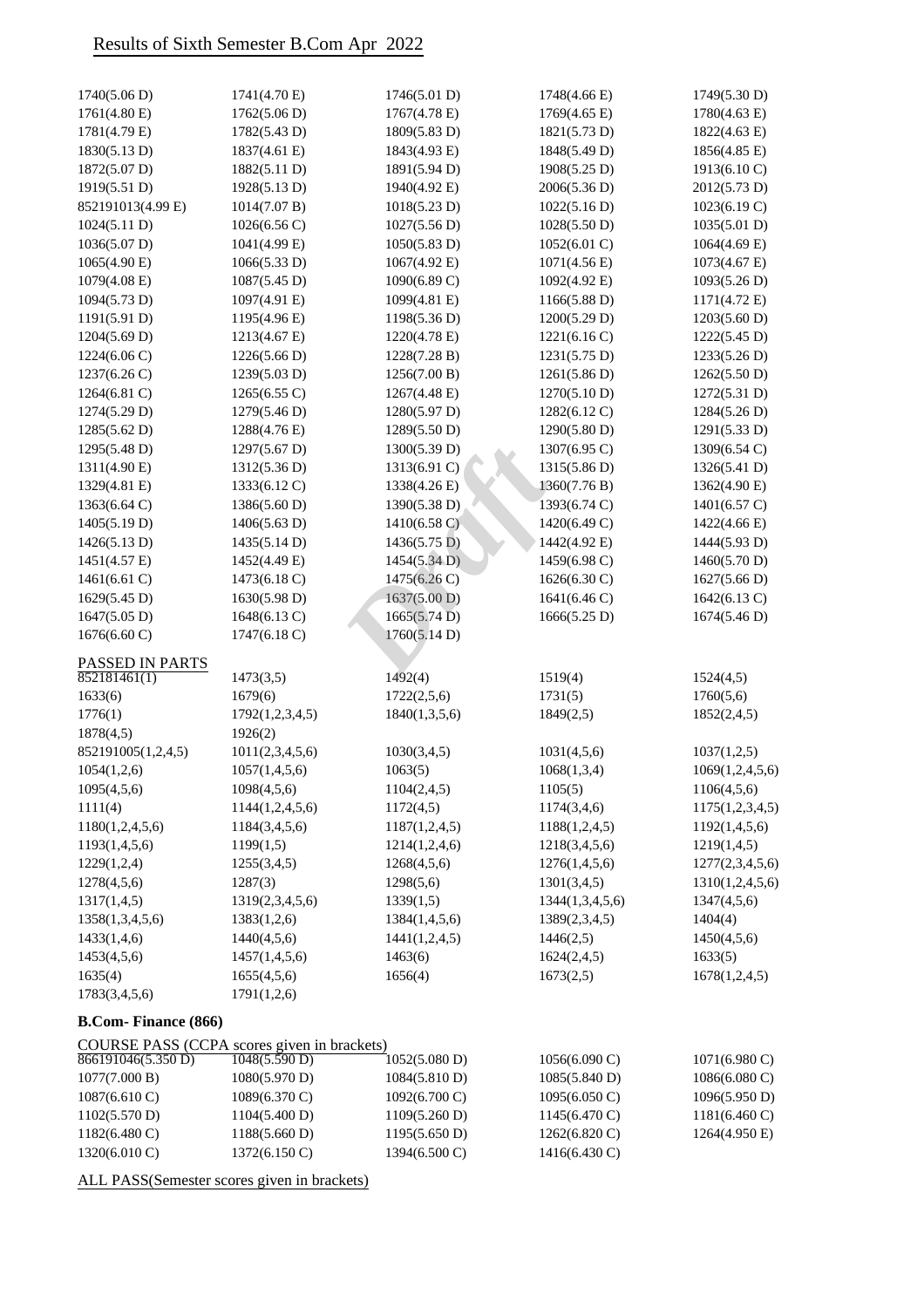# Results of Sixth Semester B.Com Apr 2022

| | | | | |
|---|---|---|---|---|
| 1740(5.06 D) | 1741(4.70 E) | 1746(5.01 D) | 1748(4.66 E) | 1749(5.30 D) |
| 1761(4.80 E) | 1762(5.06 D) | 1767(4.78 E) | 1769(4.65 E) | 1780(4.63 E) |
| 1781(4.79 E) | 1782(5.43 D) | 1809(5.83 D) | 1821(5.73 D) | 1822(4.63 E) |
| 1830(5.13 D) | 1837(4.61 E) | 1843(4.93 E) | 1848(5.49 D) | 1856(4.85 E) |
| 1872(5.07 D) | 1882(5.11 D) | 1891(5.94 D) | 1908(5.25 D) | 1913(6.10 C) |
| 1919(5.51 D) | 1928(5.13 D) | 1940(4.92 E) | 2006(5.36 D) | 2012(5.73 D) |
| 852191013(4.99 E) | 1014(7.07 B) | 1018(5.23 D) | 1022(5.16 D) | 1023(6.19 C) |
| 1024(5.11 D) | 1026(6.56 C) | 1027(5.56 D) | 1028(5.50 D) | 1035(5.01 D) |
| 1036(5.07 D) | 1041(4.99 E) | 1050(5.83 D) | 1052(6.01 C) | 1064(4.69 E) |
| 1065(4.90 E) | 1066(5.33 D) | 1067(4.92 E) | 1071(4.56 E) | 1073(4.67 E) |
| 1079(4.08 E) | 1087(5.45 D) | 1090(6.89 C) | 1092(4.92 E) | 1093(5.26 D) |
| 1094(5.73 D) | 1097(4.91 E) | 1099(4.81 E) | 1166(5.88 D) | 1171(4.72 E) |
| 1191(5.91 D) | 1195(4.96 E) | 1198(5.36 D) | 1200(5.29 D) | 1203(5.60 D) |
| 1204(5.69 D) | 1213(4.67 E) | 1220(4.78 E) | 1221(6.16 C) | 1222(5.45 D) |
| 1224(6.06 C) | 1226(5.66 D) | 1228(7.28 B) | 1231(5.75 D) | 1233(5.26 D) |
| 1237(6.26 C) | 1239(5.03 D) | 1256(7.00 B) | 1261(5.86 D) | 1262(5.50 D) |
| 1264(6.81 C) | 1265(6.55 C) | 1267(4.48 E) | 1270(5.10 D) | 1272(5.31 D) |
| 1274(5.29 D) | 1279(5.46 D) | 1280(5.97 D) | 1282(6.12 C) | 1284(5.26 D) |
| 1285(5.62 D) | 1288(4.76 E) | 1289(5.50 D) | 1290(5.80 D) | 1291(5.33 D) |
| 1295(5.48 D) | 1297(5.67 D) | 1300(5.39 D) | 1307(6.95 C) | 1309(6.54 C) |
| 1311(4.90 E) | 1312(5.36 D) | 1313(6.91 C) | 1315(5.86 D) | 1326(5.41 D) |
| 1329(4.81 E) | 1333(6.12 C) | 1338(4.26 E) | 1360(7.76 B) | 1362(4.90 E) |
| 1363(6.64 C) | 1386(5.60 D) | 1390(5.38 D) | 1393(6.74 C) | 1401(6.57 C) |
| 1405(5.19 D) | 1406(5.63 D) | 1410(6.58 C) | 1420(6.49 C) | 1422(4.66 E) |
| 1426(5.13 D) | 1435(5.14 D) | 1436(5.75 D) | 1442(4.92 E) | 1444(5.93 D) |
| 1451(4.57 E) | 1452(4.49 E) | 1454(5.34 D) | 1459(6.98 C) | 1460(5.70 D) |
| 1461(6.61 C) | 1473(6.18 C) | 1475(6.26 C) | 1626(6.30 C) | 1627(5.66 D) |
| 1629(5.45 D) | 1630(5.98 D) | 1637(5.00 D) | 1641(6.46 C) | 1642(6.13 C) |
| 1647(5.05 D) | 1648(6.13 C) | 1665(5.74 D) | 1666(5.25 D) | 1674(5.46 D) |
| 1676(6.60 C) | 1747(6.18 C) | 1760(5.14 D) | | |

PASSED IN PARTS

| | | | | |
|---|---|---|---|---|
| 852181461(1) | 1473(3,5) | 1492(4) | 1519(4) | 1524(4,5) |
| 1633(6) | 1679(6) | 1722(2,5,6) | 1731(5) | 1760(5,6) |
| 1776(1) | 1792(1,2,3,4,5) | 1840(1,3,5,6) | 1849(2,5) | 1852(2,4,5) |
| 1878(4,5) | 1926(2) | | | |
| 852191005(1,2,4,5) | 1011(2,3,4,5,6) | 1030(3,4,5) | 1031(4,5,6) | 1037(1,2,5) |
| 1054(1,2,6) | 1057(1,4,5,6) | 1063(5) | 1068(1,3,4) | 1069(1,2,4,5,6) |
| 1095(4,5,6) | 1098(4,5,6) | 1104(2,4,5) | 1105(5) | 1106(4,5,6) |
| 1111(4) | 1144(1,2,4,5,6) | 1172(4,5) | 1174(3,4,6) | 1175(1,2,3,4,5) |
| 1180(1,2,4,5,6) | 1184(3,4,5,6) | 1187(1,2,4,5) | 1188(1,2,4,5) | 1192(1,4,5,6) |
| 1193(1,4,5,6) | 1199(1,5) | 1214(1,2,4,6) | 1218(3,4,5,6) | 1219(1,4,5) |
| 1229(1,2,4) | 1255(3,4,5) | 1268(4,5,6) | 1276(1,4,5,6) | 1277(2,3,4,5,6) |
| 1278(4,5,6) | 1287(3) | 1298(5,6) | 1301(3,4,5) | 1310(1,2,4,5,6) |
| 1317(1,4,5) | 1319(2,3,4,5,6) | 1339(1,5) | 1344(1,3,4,5,6) | 1347(4,5,6) |
| 1358(1,3,4,5,6) | 1383(1,2,6) | 1384(1,4,5,6) | 1389(2,3,4,5) | 1404(4) |
| 1433(1,4,6) | 1440(4,5,6) | 1441(1,2,4,5) | 1446(2,5) | 1450(4,5,6) |
| 1453(4,5,6) | 1457(1,4,5,6) | 1463(6) | 1624(2,4,5) | 1633(5) |
| 1635(4) | 1655(4,5,6) | 1656(4) | 1673(2,5) | 1678(1,2,4,5) |
| 1783(3,4,5,6) | 1791(1,2,6) | | | |

**B.Com- Finance (866)**

COURSE PASS (CCPA scores given in brackets)

| | | | | |
|---|---|---|---|---|
| 866191046(5.350 D) | 1048(5.590 D) | 1052(5.080 D) | 1056(6.090 C) | 1071(6.980 C) |
| 1077(7.000 B) | 1080(5.970 D) | 1084(5.810 D) | 1085(5.840 D) | 1086(6.080 C) |
| 1087(6.610 C) | 1089(6.370 C) | 1092(6.700 C) | 1095(6.050 C) | 1096(5.950 D) |
| 1102(5.570 D) | 1104(5.400 D) | 1109(5.260 D) | 1145(6.470 C) | 1181(6.460 C) |
| 1182(6.480 C) | 1188(5.660 D) | 1195(5.650 D) | 1262(6.820 C) | 1264(4.950 E) |
| 1320(6.010 C) | 1372(6.150 C) | 1394(6.500 C) | 1416(6.430 C) | |

ALL PASS(Semester scores given in brackets)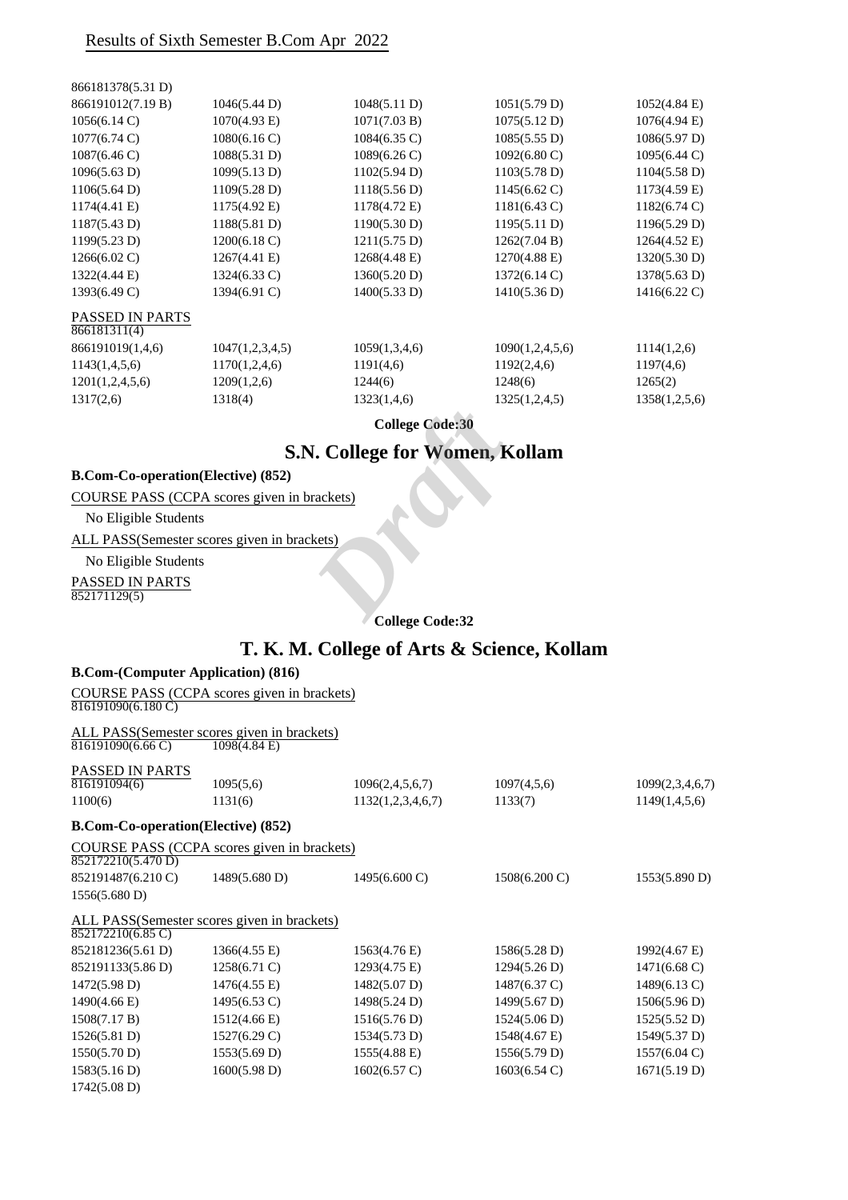Results of Sixth Semester B.Com Apr 2022

| | | | | |
|---|---|---|---|---|
| 866181378(5.31 D) | | | | |
| 866191012(7.19 B) | 1046(5.44 D) | 1048(5.11 D) | 1051(5.79 D) | 1052(4.84 E) |
| 1056(6.14 C) | 1070(4.93 E) | 1071(7.03 B) | 1075(5.12 D) | 1076(4.94 E) |
| 1077(6.74 C) | 1080(6.16 C) | 1084(6.35 C) | 1085(5.55 D) | 1086(5.97 D) |
| 1087(6.46 C) | 1088(5.31 D) | 1089(6.26 C) | 1092(6.80 C) | 1095(6.44 C) |
| 1096(5.63 D) | 1099(5.13 D) | 1102(5.94 D) | 1103(5.78 D) | 1104(5.58 D) |
| 1106(5.64 D) | 1109(5.28 D) | 1118(5.56 D) | 1145(6.62 C) | 1173(4.59 E) |
| 1174(4.41 E) | 1175(4.92 E) | 1178(4.72 E) | 1181(6.43 C) | 1182(6.74 C) |
| 1187(5.43 D) | 1188(5.81 D) | 1190(5.30 D) | 1195(5.11 D) | 1196(5.29 D) |
| 1199(5.23 D) | 1200(6.18 C) | 1211(5.75 D) | 1262(7.04 B) | 1264(4.52 E) |
| 1266(6.02 C) | 1267(4.41 E) | 1268(4.48 E) | 1270(4.88 E) | 1320(5.30 D) |
| 1322(4.44 E) | 1324(6.33 C) | 1360(5.20 D) | 1372(6.14 C) | 1378(5.63 D) |
| 1393(6.49 C) | 1394(6.91 C) | 1400(5.33 D) | 1410(5.36 D) | 1416(6.22 C) |

PASSED IN PARTS

| | | | | |
|---|---|---|---|---|
| 866181311(4) | | | | |
| 866191019(1,4,6) | 1047(1,2,3,4,5) | 1059(1,3,4,6) | 1090(1,2,4,5,6) | 1114(1,2,6) |
| 1143(1,4,5,6) | 1170(1,2,4,6) | 1191(4,6) | 1192(2,4,6) | 1197(4,6) |
| 1201(1,2,4,5,6) | 1209(1,2,6) | 1244(6) | 1248(6) | 1265(2) |
| 1317(2,6) | 1318(4) | 1323(1,4,6) | 1325(1,2,4,5) | 1358(1,2,5,6) |

**College Code:30**

## S.N. College for Women, Kollam

**B.Com-Co-operation(Elective) (852)**

COURSE PASS (CCPA scores given in brackets)

No Eligible Students

ALL PASS(Semester scores given in brackets)

No Eligible Students

PASSED IN PARTS

852171129(5)

**College Code:32**

## T. K. M. College of Arts & Science, Kollam

**B.Com-(Computer Application) (816)**

COURSE PASS (CCPA scores given in brackets)

816191090(6.180 C)

ALL PASS(Semester scores given in brackets)

| | |
|---|---|
| 816191090(6.66 C) | 1098(4.84 E) |

PASSED IN PARTS

| | | | | |
|---|---|---|---|---|
| 816191094(6) | 1095(5,6) | 1096(2,4,5,6,7) | 1097(4,5,6) | 1099(2,3,4,6,7) |
| 1100(6) | 1131(6) | 1132(1,2,3,4,6,7) | 1133(7) | 1149(1,4,5,6) |

**B.Com-Co-operation(Elective) (852)**

COURSE PASS (CCPA scores given in brackets)

| | | | | |
|---|---|---|---|---|
| 852172210(5.470 D) | | | | |
| 852191487(6.210 C) | 1489(5.680 D) | 1495(6.600 C) | 1508(6.200 C) | 1553(5.890 D) |
| 1556(5.680 D) | | | | |

ALL PASS(Semester scores given in brackets)

| | | | | |
|---|---|---|---|---|
| 852172210(6.85 C) | | | | |
| 852181236(5.61 D) | 1366(4.55 E) | 1563(4.76 E) | 1586(5.28 D) | 1992(4.67 E) |
| 852191133(5.86 D) | 1258(6.71 C) | 1293(4.75 E) | 1294(5.26 D) | 1471(6.68 C) |
| 1472(5.98 D) | 1476(4.55 E) | 1482(5.07 D) | 1487(6.37 C) | 1489(6.13 C) |
| 1490(4.66 E) | 1495(6.53 C) | 1498(5.24 D) | 1499(5.67 D) | 1506(5.96 D) |
| 1508(7.17 B) | 1512(4.66 E) | 1516(5.76 D) | 1524(5.06 D) | 1525(5.52 D) |
| 1526(5.81 D) | 1527(6.29 C) | 1534(5.73 D) | 1548(4.67 E) | 1549(5.37 D) |
| 1550(5.70 D) | 1553(5.69 D) | 1555(4.88 E) | 1556(5.79 D) | 1557(6.04 C) |
| 1583(5.16 D) | 1600(5.98 D) | 1602(6.57 C) | 1603(6.54 C) | 1671(5.19 D) |
| 1742(5.08 D) | | | | |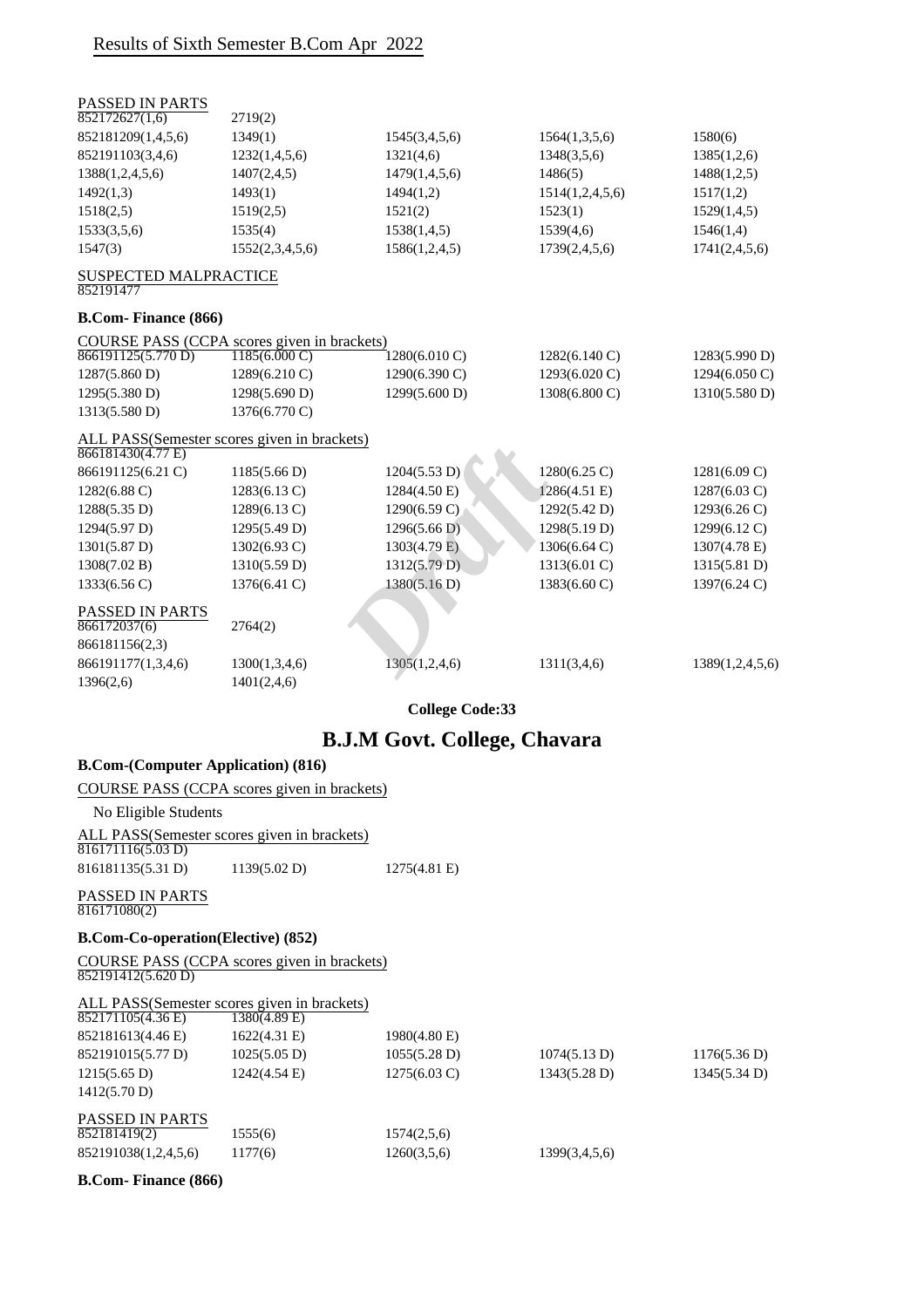## Results of Sixth Semester B.Com Apr 2022

PASSED IN PARTS

852172627(1,6) 2719(2)

852181209(1,4,5,6) 1349(1) 1545(3,4,5,6) 1564(1,3,5,6) 1580(6)

852191103(3,4,6) 1232(1,4,5,6) 1321(4,6) 1348(3,5,6) 1385(1,2,6)

1388(1,2,4,5,6) 1407(2,4,5) 1479(1,4,5,6) 1486(5) 1488(1,2,5)

1492(1,3) 1493(1) 1494(1,2) 1514(1,2,4,5,6) 1517(1,2)

1518(2,5) 1519(2,5) 1521(2) 1523(1) 1529(1,4,5)

1533(3,5,6) 1535(4) 1538(1,4,5) 1539(4,6) 1546(1,4)

1547(3) 1552(2,3,4,5,6) 1586(1,2,4,5) 1739(2,4,5,6) 1741(2,4,5,6)

SUSPECTED MALPRACTICE

852191477

### B.Com- Finance (866)

COURSE PASS (CCPA scores given in brackets)

866191125(5.770 D) 1185(6.000 C) 1280(6.010 C) 1282(6.140 C) 1283(5.990 D)

1287(5.860 D) 1289(6.210 C) 1290(6.390 C) 1293(6.020 C) 1294(6.050 C)

1295(5.380 D) 1298(5.690 D) 1299(5.600 D) 1308(6.800 C) 1310(5.580 D)

1313(5.580 D) 1376(6.770 C)

ALL PASS(Semester scores given in brackets)

866181430(4.77 E)

866191125(6.21 C) 1185(5.66 D) 1204(5.53 D) 1280(6.25 C) 1281(6.09 C)

1282(6.88 C) 1283(6.13 C) 1284(4.50 E) 1286(4.51 E) 1287(6.03 C)

1288(5.35 D) 1289(6.13 C) 1290(6.59 C) 1292(5.42 D) 1293(6.26 C)

1294(5.97 D) 1295(5.49 D) 1296(5.66 D) 1298(5.19 D) 1299(6.12 C)

1301(5.87 D) 1302(6.93 C) 1303(4.79 E) 1306(6.64 C) 1307(4.78 E)

1308(7.02 B) 1310(5.59 D) 1312(5.79 D) 1313(6.01 C) 1315(5.81 D)

1333(6.56 C) 1376(6.41 C) 1380(5.16 D) 1383(6.60 C) 1397(6.24 C)

PASSED IN PARTS

866172037(6) 2764(2)

866181156(2,3)

866191177(1,3,4,6) 1300(1,3,4,6) 1305(1,2,4,6) 1311(3,4,6) 1389(1,2,4,5,6)

1396(2,6) 1401(2,4,6)

**College Code:33**

## B.J.M Govt. College, Chavara

### B.Com-(Computer Application) (816)

COURSE PASS (CCPA scores given in brackets)

No Eligible Students

ALL PASS(Semester scores given in brackets)

816171116(5.03 D)

816181135(5.31 D) 1139(5.02 D) 1275(4.81 E)

PASSED IN PARTS

816171080(2)

### B.Com-Co-operation(Elective) (852)

COURSE PASS (CCPA scores given in brackets)

852191412(5.620 D)

ALL PASS(Semester scores given in brackets)

852171105(4.36 E) 1380(4.89 E)

852181613(4.46 E) 1622(4.31 E) 1980(4.80 E)

852191015(5.77 D) 1025(5.05 D) 1055(5.28 D) 1074(5.13 D) 1176(5.36 D)

1215(5.65 D) 1242(4.54 E) 1275(6.03 C) 1343(5.28 D) 1345(5.34 D)

1412(5.70 D)

PASSED IN PARTS

852181419(2) 1555(6) 1574(2,5,6)

852191038(1,2,4,5,6) 1177(6) 1260(3,5,6) 1399(3,4,5,6)

### B.Com- Finance (866)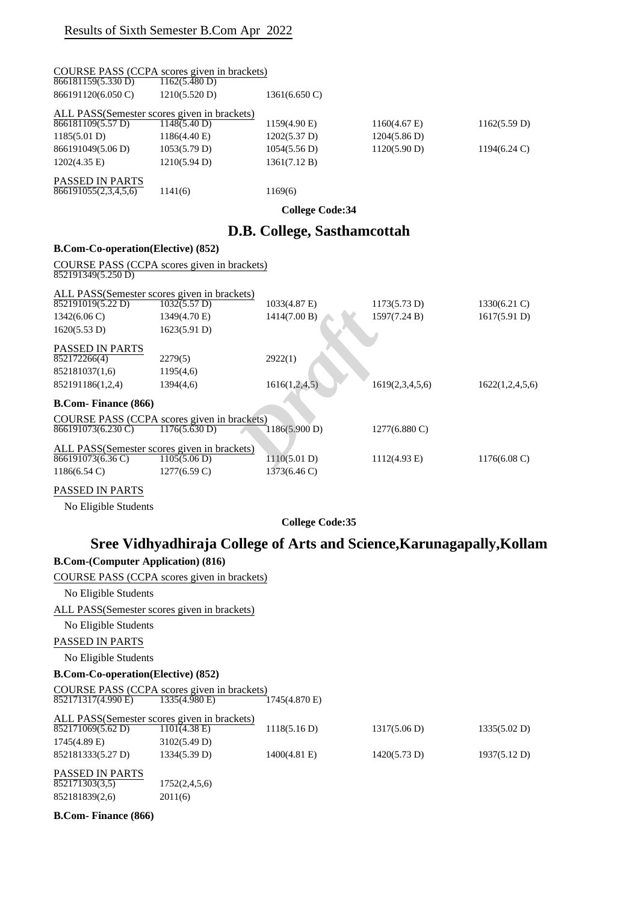## Results of Sixth Semester B.Com Apr 2022

COURSE PASS (CCPA scores given in brackets)

| | | | | |
|---|---|---|---|---|
| 866181159(5.330 D) | 1162(5.480 D) | | | |
| 866191120(6.050 C) | 1210(5.520 D) | 1361(6.650 C) | | |

ALL PASS(Semester scores given in brackets)

| | | | | |
|---|---|---|---|---|
| 866181109(5.57 D) | 1148(5.40 D) | 1159(4.90 E) | 1160(4.67 E) | 1162(5.59 D) |
| 1185(5.01 D) | 1186(4.40 E) | 1202(5.37 D) | 1204(5.86 D) | |
| 866191049(5.06 D) | 1053(5.79 D) | 1054(5.56 D) | 1120(5.90 D) | 1194(6.24 C) |
| 1202(4.35 E) | 1210(5.94 D) | 1361(7.12 B) | | |

PASSED IN PARTS

| | | |
|---|---|---|
| 866191055(2,3,4,5,6) | 1141(6) | 1169(6) |

**College Code:34**

# D.B. College, Sasthamcottah

**B.Com-Co-operation(Elective) (852)**

COURSE PASS (CCPA scores given in brackets)

852191349(5.250 D)

ALL PASS(Semester scores given in brackets)

| | | | | |
|---|---|---|---|---|
| 852191019(5.22 D) | 1032(5.57 D) | 1033(4.87 E) | 1173(5.73 D) | 1330(6.21 C) |
| 1342(6.06 C) | 1349(4.70 E) | 1414(7.00 B) | 1597(7.24 B) | 1617(5.91 D) |
| 1620(5.53 D) | 1623(5.91 D) | | | |

PASSED IN PARTS

| | | | | |
|---|---|---|---|---|
| 852172266(4) | 2279(5) | 2922(1) | | |
| 852181037(1,6) | 1195(4,6) | | | |
| 852191186(1,2,4) | 1394(4,6) | 1616(1,2,4,5) | 1619(2,3,4,5,6) | 1622(1,2,4,5,6) |

**B.Com- Finance (866)**

COURSE PASS (CCPA scores given in brackets)

| | | | |
|---|---|---|---|
| 866191073(6.230 C) | 1176(5.630 D) | 1186(5.900 D) | 1277(6.880 C) |

ALL PASS(Semester scores given in brackets)

| | | | | |
|---|---|---|---|---|
| 866191073(6.36 C) | 1105(5.06 D) | 1110(5.01 D) | 1112(4.93 E) | 1176(6.08 C) |
| 1186(6.54 C) | 1277(6.59 C) | 1373(6.46 C) | | |

PASSED IN PARTS

No Eligible Students

**College Code:35**

# Sree Vidhyadhiraja College of Arts and Science,Karunagapally,Kollam

**B.Com-(Computer Application) (816)**

COURSE PASS (CCPA scores given in brackets)

No Eligible Students

ALL PASS(Semester scores given in brackets)

No Eligible Students

PASSED IN PARTS

No Eligible Students

**B.Com-Co-operation(Elective) (852)**

COURSE PASS (CCPA scores given in brackets)

| | | |
|---|---|---|
| 852171317(4.990 E) | 1335(4.980 E) | 1745(4.870 E) |

ALL PASS(Semester scores given in brackets)

| | | | | |
|---|---|---|---|---|
| 852171069(5.62 D) | 1101(4.38 E) | 1118(5.16 D) | 1317(5.06 D) | 1335(5.02 D) |
| 1745(4.89 E) | 3102(5.49 D) | | | |
| 852181333(5.27 D) | 1334(5.39 D) | 1400(4.81 E) | 1420(5.73 D) | 1937(5.12 D) |

PASSED IN PARTS

| | |
|---|---|
| 852171303(3,5) | 1752(2,4,5,6) |
| 852181839(2,6) | 2011(6) |

**B.Com- Finance (866)**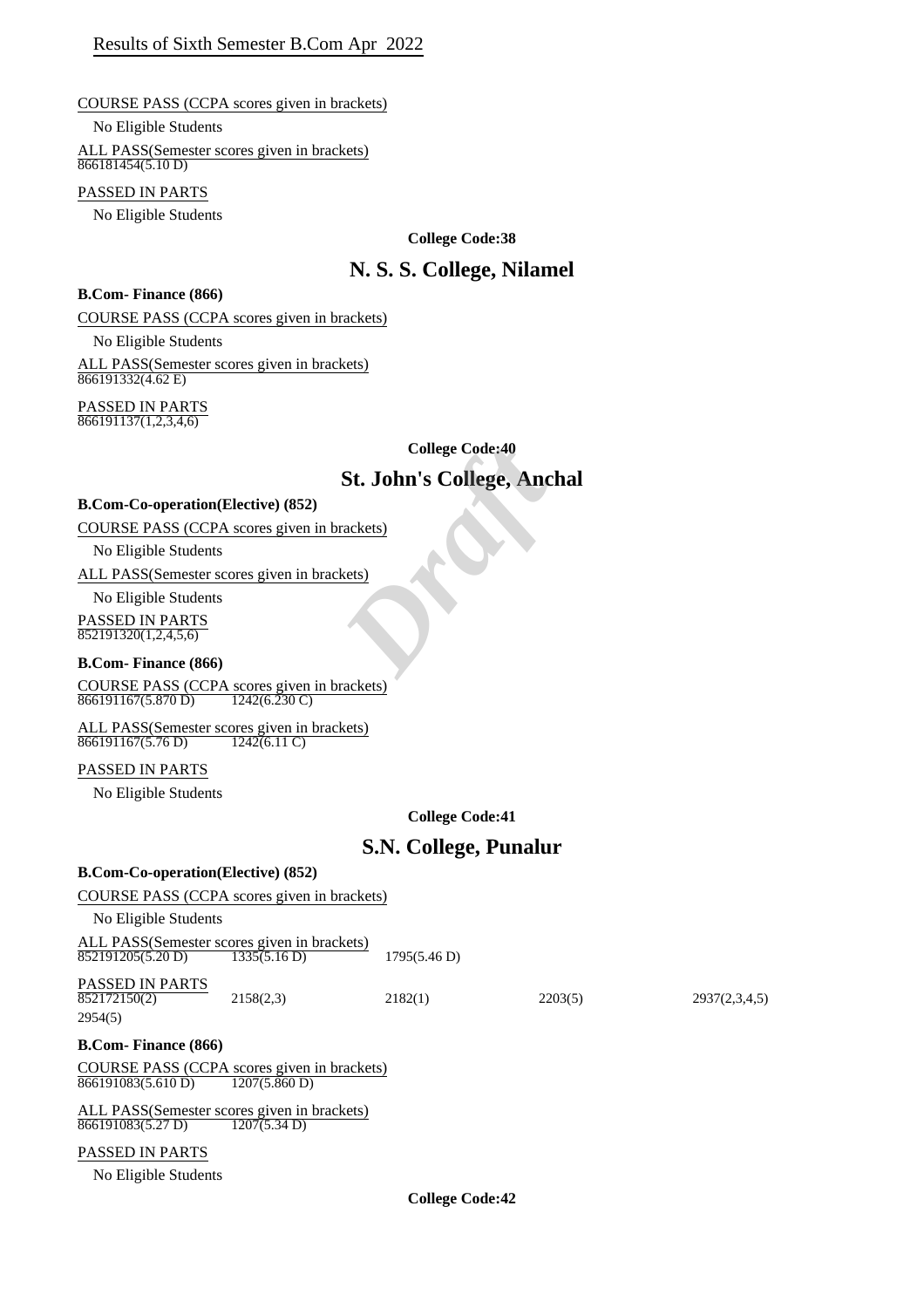Results of Sixth Semester B.Com Apr 2022

COURSE PASS (CCPA scores given in brackets)

No Eligible Students

ALL PASS(Semester scores given in brackets)
866181454(5.10 D)

PASSED IN PARTS

No Eligible Students

**College Code:38**

## N. S. S. College, Nilamel

**B.Com- Finance (866)**

COURSE PASS (CCPA scores given in brackets)

No Eligible Students

ALL PASS(Semester scores given in brackets)
866191332(4.62 E)

PASSED IN PARTS
866191137(1,2,3,4,6)

**College Code:40**

## St. John's College, Anchal

**B.Com-Co-operation(Elective) (852)**

COURSE PASS (CCPA scores given in brackets)

No Eligible Students

ALL PASS(Semester scores given in brackets)

No Eligible Students

PASSED IN PARTS
852191320(1,2,4,5,6)

**B.Com- Finance (866)**

COURSE PASS (CCPA scores given in brackets)
866191167(5.870 D)    1242(6.230 C)

ALL PASS(Semester scores given in brackets)
866191167(5.76 D)    1242(6.11 C)

PASSED IN PARTS

No Eligible Students

**College Code:41**

## S.N. College, Punalur

**B.Com-Co-operation(Elective) (852)**

COURSE PASS (CCPA scores given in brackets)

No Eligible Students

ALL PASS(Semester scores given in brackets)
852191205(5.20 D)    1335(5.16 D)    1795(5.46 D)

PASSED IN PARTS
852172150(2)    2158(2,3)    2182(1)    2203(5)    2937(2,3,4,5)
2954(5)

**B.Com- Finance (866)**

COURSE PASS (CCPA scores given in brackets)
866191083(5.610 D)    1207(5.860 D)

ALL PASS(Semester scores given in brackets)
866191083(5.27 D)    1207(5.34 D)

PASSED IN PARTS

No Eligible Students

**College Code:42**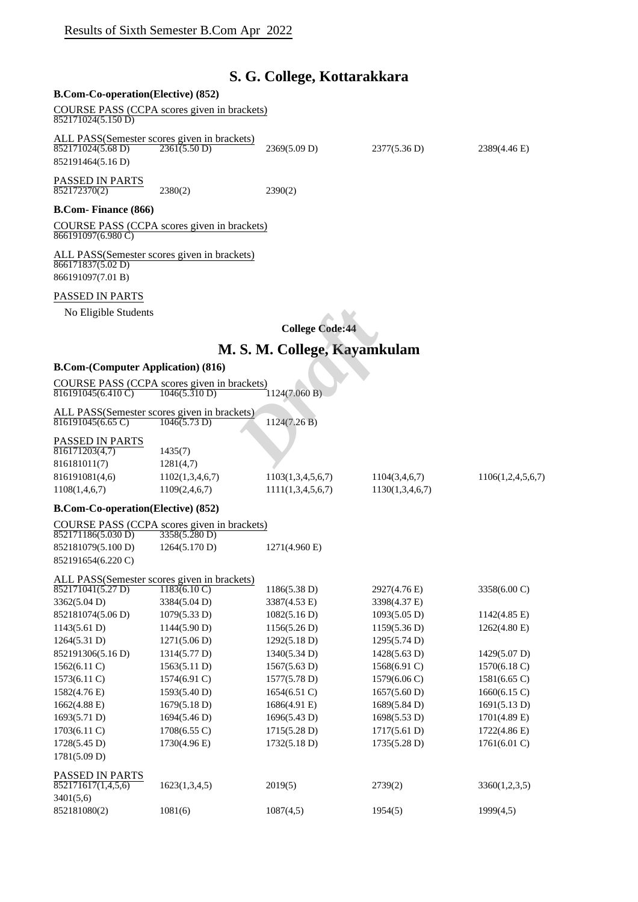# S. G. College, Kottarakkara

**B.Com-Co-operation(Elective) (852)**

COURSE PASS (CCPA scores given in brackets)

852171024(5.150 D)

ALL PASS(Semester scores given in brackets)

| | | | | |
|---|---|---|---|---|
| 852171024(5.68 D) | 2361(5.50 D) | 2369(5.09 D) | 2377(5.36 D) | 2389(4.46 E) |
| 852191464(5.16 D) | | | | |

PASSED IN PARTS

| | | |
|---|---|---|
| 852172370(2) | 2380(2) | 2390(2) |

**B.Com- Finance (866)**

COURSE PASS (CCPA scores given in brackets)

866191097(6.980 C)

ALL PASS(Semester scores given in brackets)

866171837(5.02 D)

866191097(7.01 B)

PASSED IN PARTS

No Eligible Students

**College Code:44**

# M. S. M. College, Kayamkulam

**B.Com-(Computer Application) (816)**

COURSE PASS (CCPA scores given in brackets)

| | | |
|---|---|---|
| 816191045(6.410 C) | 1046(5.310 D) | 1124(7.060 B) |

ALL PASS(Semester scores given in brackets)

| | | |
|---|---|---|
| 816191045(6.65 C) | 1046(5.73 D) | 1124(7.26 B) |

PASSED IN PARTS

| | | | | |
|---|---|---|---|---|
| 816171203(4,7) | 1435(7) | | | |
| 816181011(7) | 1281(4,7) | | | |
| 816191081(4,6) | 1102(1,3,4,6,7) | 1103(1,3,4,5,6,7) | 1104(3,4,6,7) | 1106(1,2,4,5,6,7) |
| 1108(1,4,6,7) | 1109(2,4,6,7) | 1111(1,3,4,5,6,7) | 1130(1,3,4,6,7) | |

**B.Com-Co-operation(Elective) (852)**

COURSE PASS (CCPA scores given in brackets)

| | | |
|---|---|---|
| 852171186(5.030 D) | 3358(5.280 D) | |
| 852181079(5.100 D) | 1264(5.170 D) | 1271(4.960 E) |
| 852191654(6.220 C) | | |

ALL PASS(Semester scores given in brackets)

| | | | | |
|---|---|---|---|---|
| 852171041(5.27 D) | 1183(6.10 C) | 1186(5.38 D) | 2927(4.76 E) | 3358(6.00 C) |
| 3362(5.04 D) | 3384(5.04 D) | 3387(4.53 E) | 3398(4.37 E) | |
| 852181074(5.06 D) | 1079(5.33 D) | 1082(5.16 D) | 1093(5.05 D) | 1142(4.85 E) |
| 1143(5.61 D) | 1144(5.90 D) | 1156(5.26 D) | 1159(5.36 D) | 1262(4.80 E) |
| 1264(5.31 D) | 1271(5.06 D) | 1292(5.18 D) | 1295(5.74 D) | |
| 852191306(5.16 D) | 1314(5.77 D) | 1340(5.34 D) | 1428(5.63 D) | 1429(5.07 D) |
| 1562(6.11 C) | 1563(5.11 D) | 1567(5.63 D) | 1568(6.91 C) | 1570(6.18 C) |
| 1573(6.11 C) | 1574(6.91 C) | 1577(5.78 D) | 1579(6.06 C) | 1581(6.65 C) |
| 1582(4.76 E) | 1593(5.40 D) | 1654(6.51 C) | 1657(5.60 D) | 1660(6.15 C) |
| 1662(4.88 E) | 1679(5.18 D) | 1686(4.91 E) | 1689(5.84 D) | 1691(5.13 D) |
| 1693(5.71 D) | 1694(5.46 D) | 1696(5.43 D) | 1698(5.53 D) | 1701(4.89 E) |
| 1703(6.11 C) | 1708(6.55 C) | 1715(5.28 D) | 1717(5.61 D) | 1722(4.86 E) |
| 1728(5.45 D) | 1730(4.96 E) | 1732(5.18 D) | 1735(5.28 D) | 1761(6.01 C) |
| 1781(5.09 D) | | | | |

PASSED IN PARTS

| | | | | |
|---|---|---|---|---|
| 852171617(1,4,5,6) | 1623(1,3,4,5) | 2019(5) | 2739(2) | 3360(1,2,3,5) |
| 3401(5,6) | | | | |
| 852181080(2) | 1081(6) | 1087(4,5) | 1954(5) | 1999(4,5) |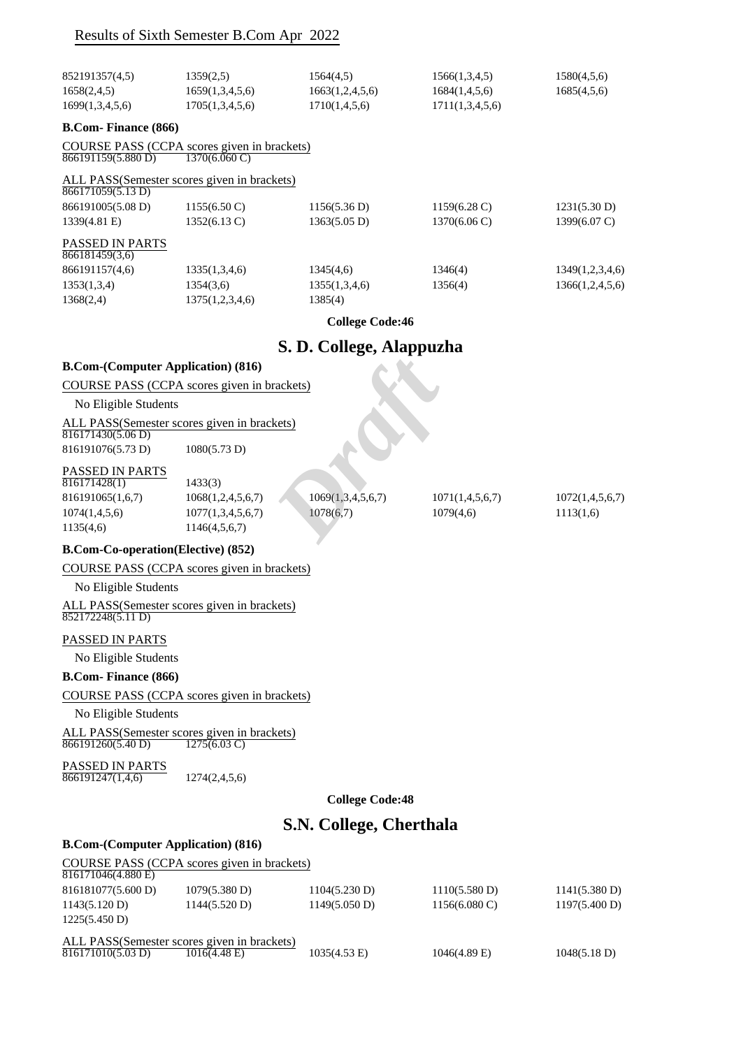## Results of Sixth Semester B.Com Apr 2022

| | | | | |
|---|---|---|---|---|
| 852191357(4,5) | 1359(2,5) | 1564(4,5) | 1566(1,3,4,5) | 1580(4,5,6) |
| 1658(2,4,5) | 1659(1,3,4,5,6) | 1663(1,2,4,5,6) | 1684(1,4,5,6) | 1685(4,5,6) |
| 1699(1,3,4,5,6) | 1705(1,3,4,5,6) | 1710(1,4,5,6) | 1711(1,3,4,5,6) | |

**B.Com- Finance (866)**

COURSE PASS (CCPA scores given in brackets)

866191159(5.880 D) 1370(6.060 C)

ALL PASS(Semester scores given in brackets)

866171059(5.13 D)

| | | | | |
|---|---|---|---|---|
| 866191005(5.08 D) | 1155(6.50 C) | 1156(5.36 D) | 1159(6.28 C) | 1231(5.30 D) |
| 1339(4.81 E) | 1352(6.13 C) | 1363(5.05 D) | 1370(6.06 C) | 1399(6.07 C) |

PASSED IN PARTS

866181459(3,6)

| | | | | |
|---|---|---|---|---|
| 866191157(4,6) | 1335(1,3,4,6) | 1345(4,6) | 1346(4) | 1349(1,2,3,4,6) |
| 1353(1,3,4) | 1354(3,6) | 1355(1,3,4,6) | 1356(4) | 1366(1,2,4,5,6) |
| 1368(2,4) | 1375(1,2,3,4,6) | 1385(4) | | |

**College Code:46**

# S. D. College, Alappuzha

**B.Com-(Computer Application) (816)**

COURSE PASS (CCPA scores given in brackets)

No Eligible Students

ALL PASS(Semester scores given in brackets)

816171430(5.06 D)

816191076(5.73 D) 1080(5.73 D)

PASSED IN PARTS

816171428(1) 1433(3)

| | | | | |
|---|---|---|---|---|
| 816191065(1,6,7) | 1068(1,2,4,5,6,7) | 1069(1,3,4,5,6,7) | 1071(1,4,5,6,7) | 1072(1,4,5,6,7) |
| 1074(1,4,5,6) | 1077(1,3,4,5,6,7) | 1078(6,7) | 1079(4,6) | 1113(1,6) |
| 1135(4,6) | 1146(4,5,6,7) | | | |

**B.Com-Co-operation(Elective) (852)**

COURSE PASS (CCPA scores given in brackets)

No Eligible Students

ALL PASS(Semester scores given in brackets)

852172248(5.11 D)

PASSED IN PARTS

No Eligible Students

**B.Com- Finance (866)**

COURSE PASS (CCPA scores given in brackets)

No Eligible Students

ALL PASS(Semester scores given in brackets)

866191260(5.40 D) 1275(6.03 C)

PASSED IN PARTS

866191247(1,4,6) 1274(2,4,5,6)

**College Code:48**

# S.N. College, Cherthala

**B.Com-(Computer Application) (816)**

COURSE PASS (CCPA scores given in brackets)

816171046(4.880 E)

| | | | | |
|---|---|---|---|---|
| 816181077(5.600 D) | 1079(5.380 D) | 1104(5.230 D) | 1110(5.580 D) | 1141(5.380 D) |
| 1143(5.120 D) | 1144(5.520 D) | 1149(5.050 D) | 1156(6.080 C) | 1197(5.400 D) |
| 1225(5.450 D) | | | | |

ALL PASS(Semester scores given in brackets)

| | | | | |
|---|---|---|---|---|
| 816171010(5.03 D) | 1016(4.48 E) | 1035(4.53 E) | 1046(4.89 E) | 1048(5.18 D) |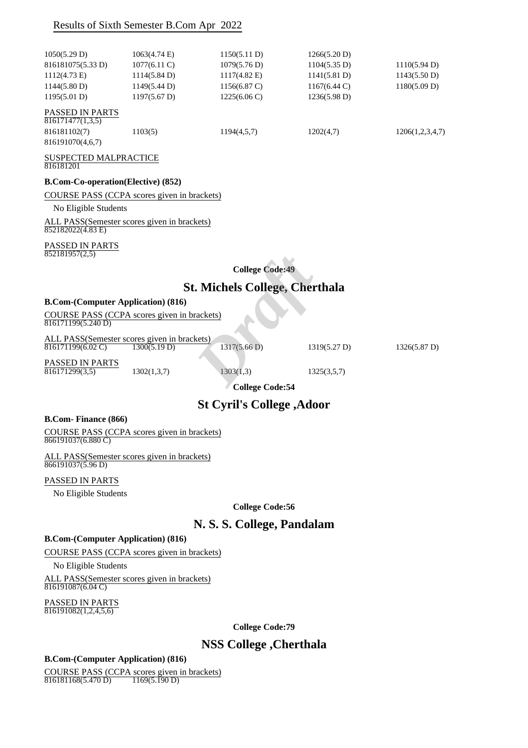Results of Sixth Semester B.Com Apr 2022

| | | | | |
|---|---|---|---|---|
| 1050(5.29 D) | 1063(4.74 E) | 1150(5.11 D) | 1266(5.20 D) | |
| 816181075(5.33 D) | 1077(6.11 C) | 1079(5.76 D) | 1104(5.35 D) | 1110(5.94 D) |
| 1112(4.73 E) | 1114(5.84 D) | 1117(4.82 E) | 1141(5.81 D) | 1143(5.50 D) |
| 1144(5.80 D) | 1149(5.44 D) | 1156(6.87 C) | 1167(6.44 C) | 1180(5.09 D) |
| 1195(5.01 D) | 1197(5.67 D) | 1225(6.06 C) | 1236(5.98 D) | |

PASSED IN PARTS

| | | | | |
|---|---|---|---|---|
| 816171477(1,3,5) | | | | |
| 816181102(7) | 1103(5) | 1194(4,5,7) | 1202(4,7) | 1206(1,2,3,4,7) |
| 816191070(4,6,7) | | | | |

SUSPECTED MALPRACTICE

816181201

**B.Com-Co-operation(Elective) (852)**

COURSE PASS (CCPA scores given in brackets)

No Eligible Students

ALL PASS(Semester scores given in brackets)

852182022(4.83 E)

PASSED IN PARTS

852181957(2,5)

**College Code:49**

## St. Michels College, Cherthala

**B.Com-(Computer Application) (816)**

COURSE PASS (CCPA scores given in brackets)

816171199(5.240 D)

ALL PASS(Semester scores given in brackets)

| | | | | |
|---|---|---|---|---|
| 816171199(6.02 C) | 1300(5.19 D) | 1317(5.66 D) | 1319(5.27 D) | 1326(5.87 D) |

PASSED IN PARTS

| | | | |
|---|---|---|---|
| 816171299(3,5) | 1302(1,3,7) | 1303(1,3) | 1325(3,5,7) |

**College Code:54**

## St Cyril's College ,Adoor

**B.Com- Finance (866)**

COURSE PASS (CCPA scores given in brackets)

866191037(6.880 C)

ALL PASS(Semester scores given in brackets)

866191037(5.96 D)

PASSED IN PARTS

No Eligible Students

**College Code:56**

## N. S. S. College, Pandalam

**B.Com-(Computer Application) (816)**

COURSE PASS (CCPA scores given in brackets)

No Eligible Students

ALL PASS(Semester scores given in brackets)

816191087(6.04 C)

PASSED IN PARTS

816191082(1,2,4,5,6)

**College Code:79**

## NSS College ,Cherthala

**B.Com-(Computer Application) (816)**

COURSE PASS (CCPA scores given in brackets)

| | |
|---|---|
| 816181168(5.470 D) | 1169(5.190 D) |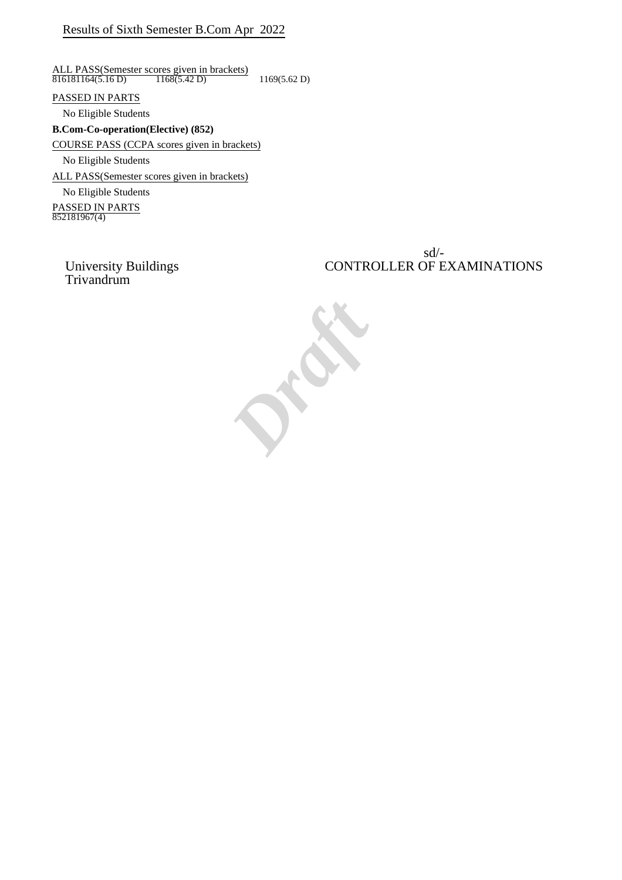Results of Sixth Semester B.Com Apr 2022

ALL PASS(Semester scores given in brackets)

816181164(5.16 D) 1168(5.42 D) 1169(5.62 D)

PASSED IN PARTS

No Eligible Students

**B.Com-Co-operation(Elective) (852)**

COURSE PASS (CCPA scores given in brackets)

No Eligible Students

ALL PASS(Semester scores given in brackets)

No Eligible Students

PASSED IN PARTS

852181967(4)

sd/-

CONTROLLER OF EXAMINATIONS

University Buildings
Trivandrum

Draft